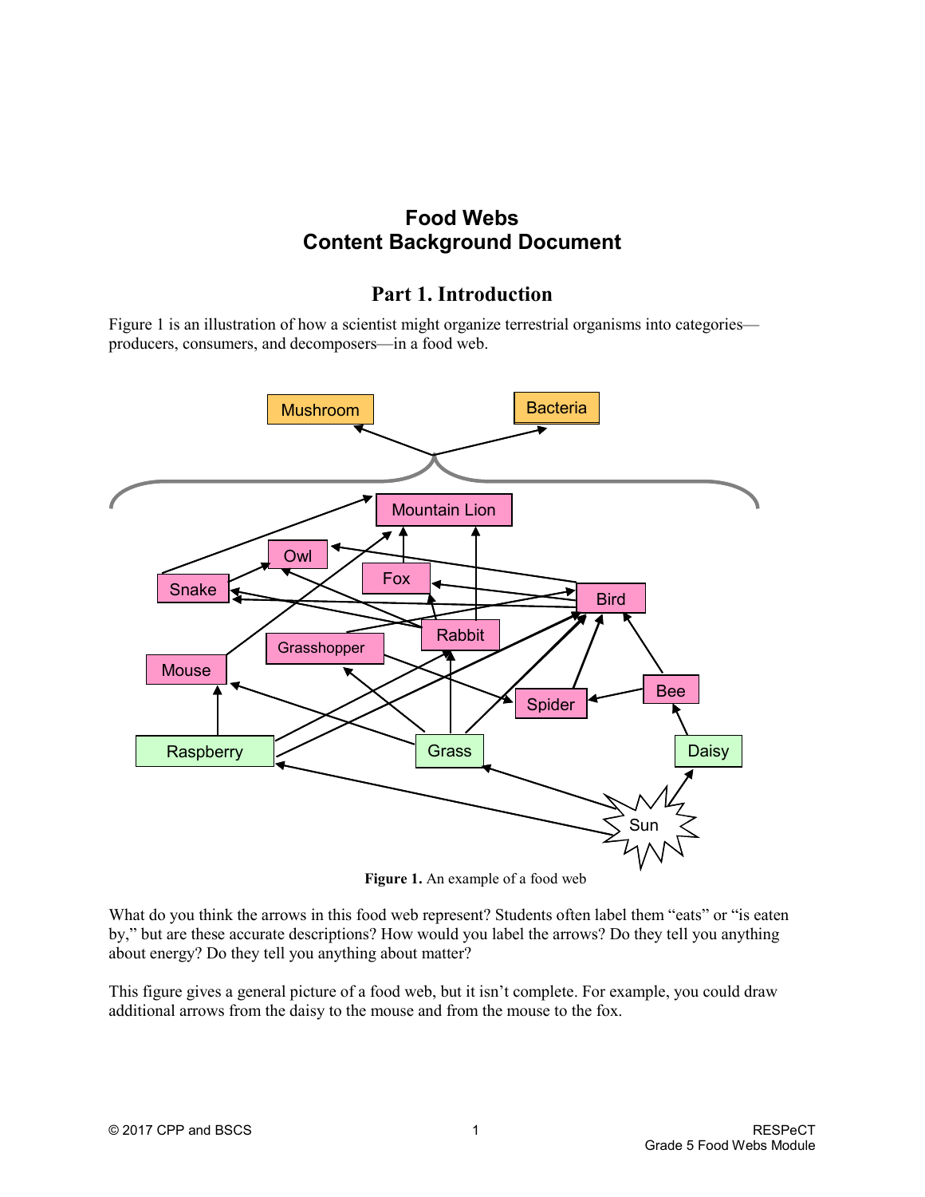# Food Webs
# Content Background Document

## Part 1. Introduction

Figure 1 is an illustration of how a scientist might organize terrestrial organisms into categories—producers, consumers, and decomposers—in a food web.

**Figure 1.** An example of a food web

What do you think the arrows in this food web represent? Students often label them "eats" or "is eaten by," but are these accurate descriptions? How would you label the arrows? Do they tell you anything about energy? Do they tell you anything about matter?

This figure gives a general picture of a food web, but it isn't complete. For example, you could draw additional arrows from the daisy to the mouse and from the mouse to the fox.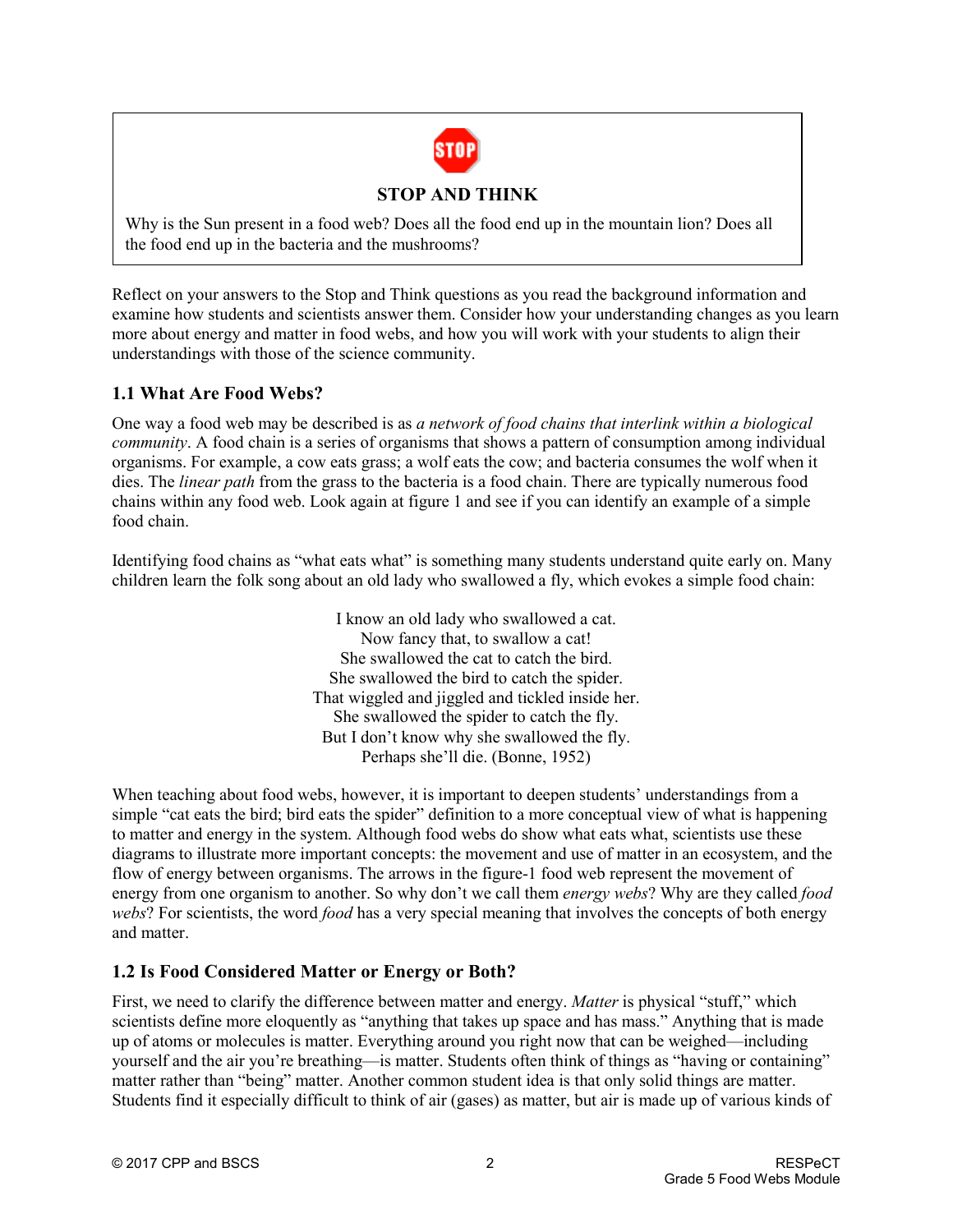**STOP AND THINK**

Why is the Sun present in a food web? Does all the food end up in the mountain lion? Does all the food end up in the bacteria and the mushrooms?

Reflect on your answers to the Stop and Think questions as you read the background information and examine how students and scientists answer them. Consider how your understanding changes as you learn more about energy and matter in food webs, and how you will work with your students to align their understandings with those of the science community.

### 1.1 What Are Food Webs?

One way a food web may be described is as *a network of food chains that interlink within a biological community*. A food chain is a series of organisms that shows a pattern of consumption among individual organisms. For example, a cow eats grass; a wolf eats the cow; and bacteria consumes the wolf when it dies. The *linear path* from the grass to the bacteria is a food chain. There are typically numerous food chains within any food web. Look again at figure 1 and see if you can identify an example of a simple food chain.

Identifying food chains as "what eats what" is something many students understand quite early on. Many children learn the folk song about an old lady who swallowed a fly, which evokes a simple food chain:

I know an old lady who swallowed a cat.  
Now fancy that, to swallow a cat!  
She swallowed the cat to catch the bird.  
She swallowed the bird to catch the spider.  
That wiggled and jiggled and tickled inside her.  
She swallowed the spider to catch the fly.  
But I don't know why she swallowed the fly.  
Perhaps she'll die. (Bonne, 1952)

When teaching about food webs, however, it is important to deepen students' understandings from a simple "cat eats the bird; bird eats the spider" definition to a more conceptual view of what is happening to matter and energy in the system. Although food webs do show what eats what, scientists use these diagrams to illustrate more important concepts: the movement and use of matter in an ecosystem, and the flow of energy between organisms. The arrows in the figure-1 food web represent the movement of energy from one organism to another. So why don't we call them *energy webs*? Why are they called *food webs*? For scientists, the word *food* has a very special meaning that involves the concepts of both energy and matter.

### 1.2 Is Food Considered Matter or Energy or Both?

First, we need to clarify the difference between matter and energy. *Matter* is physical "stuff," which scientists define more eloquently as "anything that takes up space and has mass." Anything that is made up of atoms or molecules is matter. Everything around you right now that can be weighed—including yourself and the air you're breathing—is matter. Students often think of things as "having or containing" matter rather than "being" matter. Another common student idea is that only solid things are matter. Students find it especially difficult to think of air (gases) as matter, but air is made up of various kinds of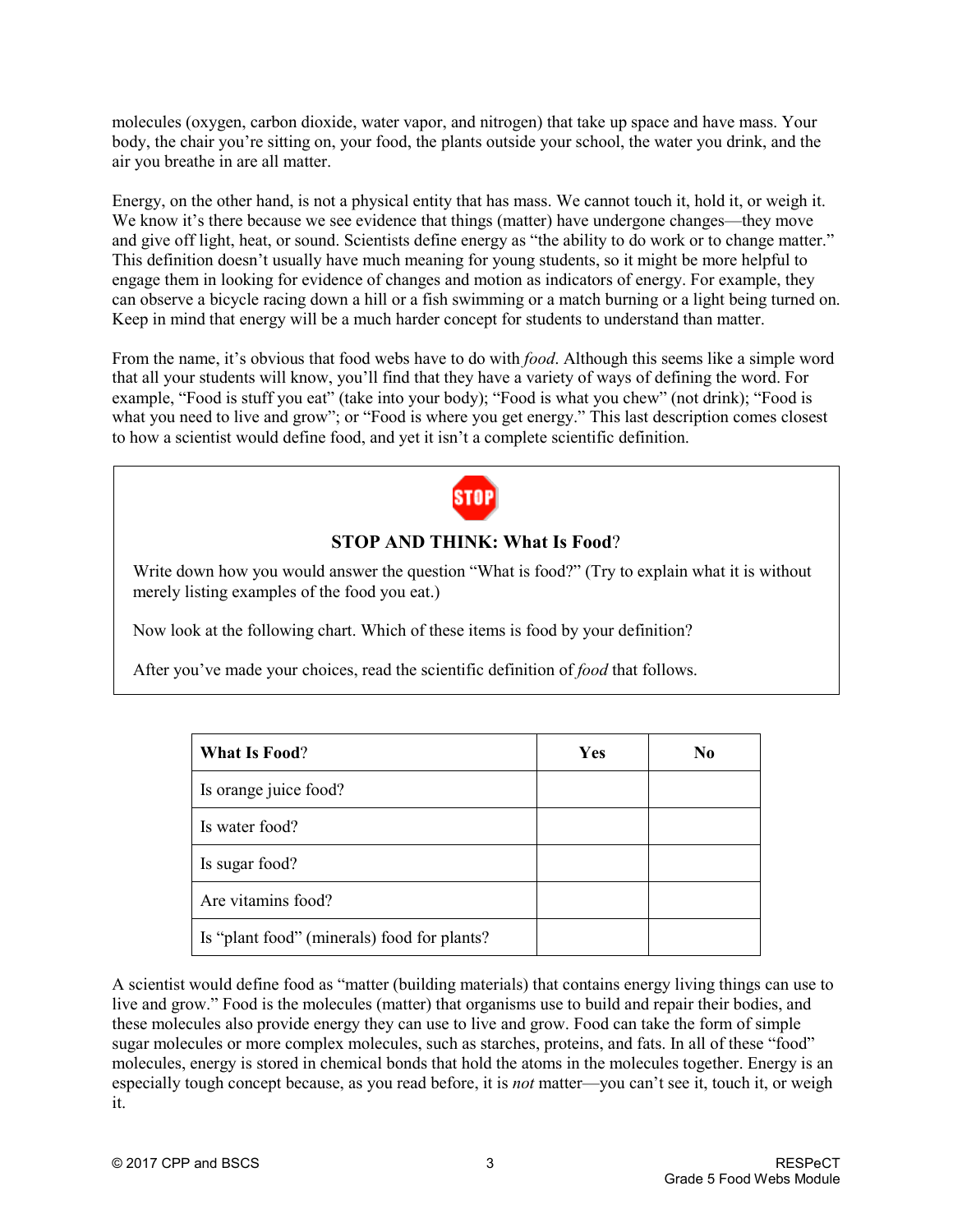molecules (oxygen, carbon dioxide, water vapor, and nitrogen) that take up space and have mass. Your body, the chair you're sitting on, your food, the plants outside your school, the water you drink, and the air you breathe in are all matter.

Energy, on the other hand, is not a physical entity that has mass. We cannot touch it, hold it, or weigh it. We know it's there because we see evidence that things (matter) have undergone changes—they move and give off light, heat, or sound. Scientists define energy as "the ability to do work or to change matter." This definition doesn't usually have much meaning for young students, so it might be more helpful to engage them in looking for evidence of changes and motion as indicators of energy. For example, they can observe a bicycle racing down a hill or a fish swimming or a match burning or a light being turned on. Keep in mind that energy will be a much harder concept for students to understand than matter.

From the name, it's obvious that food webs have to do with *food*. Although this seems like a simple word that all your students will know, you'll find that they have a variety of ways of defining the word. For example, "Food is stuff you eat" (take into your body); "Food is what you chew" (not drink); "Food is what you need to live and grow"; or "Food is where you get energy." This last description comes closest to how a scientist would define food, and yet it isn't a complete scientific definition.

STOP

**STOP AND THINK: What Is Food?**

Write down how you would answer the question "What is food?" (Try to explain what it is without merely listing examples of the food you eat.)

Now look at the following chart. Which of these items is food by your definition?

After you've made your choices, read the scientific definition of *food* that follows.

| **What Is Food?** | **Yes** | **No** |
|---|---|---|
| Is orange juice food? | | |
| Is water food? | | |
| Is sugar food? | | |
| Are vitamins food? | | |
| Is "plant food" (minerals) food for plants? | | |

A scientist would define food as "matter (building materials) that contains energy living things can use to live and grow." Food is the molecules (matter) that organisms use to build and repair their bodies, and these molecules also provide energy they can use to live and grow. Food can take the form of simple sugar molecules or more complex molecules, such as starches, proteins, and fats. In all of these "food" molecules, energy is stored in chemical bonds that hold the atoms in the molecules together. Energy is an especially tough concept because, as you read before, it is *not* matter—you can't see it, touch it, or weigh it.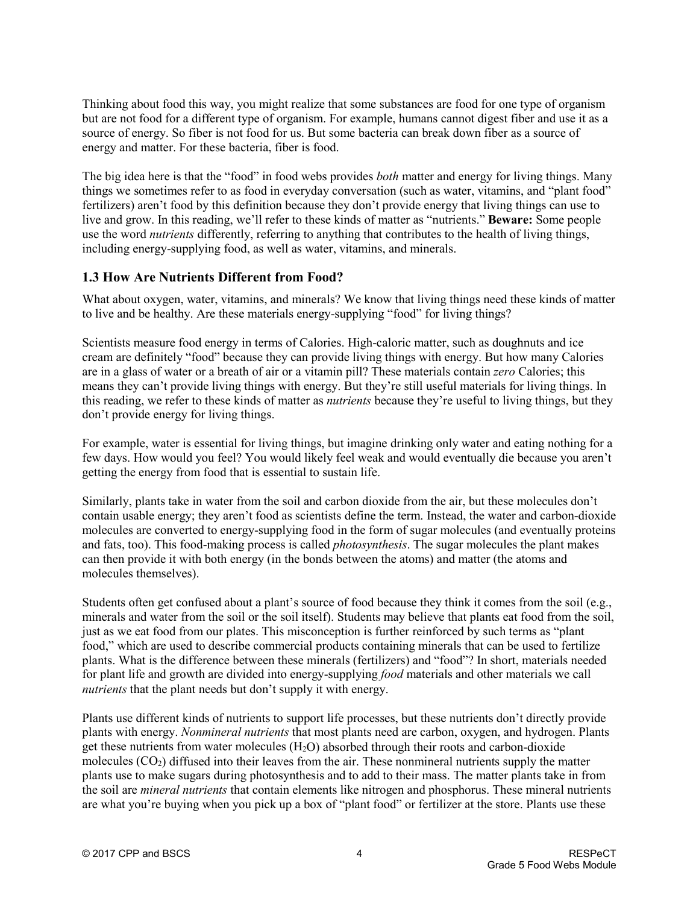Thinking about food this way, you might realize that some substances are food for one type of organism but are not food for a different type of organism. For example, humans cannot digest fiber and use it as a source of energy. So fiber is not food for us. But some bacteria can break down fiber as a source of energy and matter. For these bacteria, fiber is food.

The big idea here is that the "food" in food webs provides *both* matter and energy for living things. Many things we sometimes refer to as food in everyday conversation (such as water, vitamins, and "plant food" fertilizers) aren't food by this definition because they don't provide energy that living things can use to live and grow. In this reading, we'll refer to these kinds of matter as "nutrients." **Beware:** Some people use the word *nutrients* differently, referring to anything that contributes to the health of living things, including energy-supplying food, as well as water, vitamins, and minerals.

### 1.3 How Are Nutrients Different from Food?

What about oxygen, water, vitamins, and minerals? We know that living things need these kinds of matter to live and be healthy. Are these materials energy-supplying "food" for living things?

Scientists measure food energy in terms of Calories. High-caloric matter, such as doughnuts and ice cream are definitely "food" because they can provide living things with energy. But how many Calories are in a glass of water or a breath of air or a vitamin pill? These materials contain *zero* Calories; this means they can't provide living things with energy. But they're still useful materials for living things. In this reading, we refer to these kinds of matter as *nutrients* because they're useful to living things, but they don't provide energy for living things.

For example, water is essential for living things, but imagine drinking only water and eating nothing for a few days. How would you feel? You would likely feel weak and would eventually die because you aren't getting the energy from food that is essential to sustain life.

Similarly, plants take in water from the soil and carbon dioxide from the air, but these molecules don't contain usable energy; they aren't food as scientists define the term. Instead, the water and carbon-dioxide molecules are converted to energy-supplying food in the form of sugar molecules (and eventually proteins and fats, too). This food-making process is called *photosynthesis*. The sugar molecules the plant makes can then provide it with both energy (in the bonds between the atoms) and matter (the atoms and molecules themselves).

Students often get confused about a plant's source of food because they think it comes from the soil (e.g., minerals and water from the soil or the soil itself). Students may believe that plants eat food from the soil, just as we eat food from our plates. This misconception is further reinforced by such terms as "plant food," which are used to describe commercial products containing minerals that can be used to fertilize plants. What is the difference between these minerals (fertilizers) and "food"? In short, materials needed for plant life and growth are divided into energy-supplying *food* materials and other materials we call *nutrients* that the plant needs but don't supply it with energy.

Plants use different kinds of nutrients to support life processes, but these nutrients don't directly provide plants with energy. *Nonmineral nutrients* that most plants need are carbon, oxygen, and hydrogen. Plants get these nutrients from water molecules ($H_2O$) absorbed through their roots and carbon-dioxide molecules ($CO_2$) diffused into their leaves from the air. These nonmineral nutrients supply the matter plants use to make sugars during photosynthesis and to add to their mass. The matter plants take in from the soil are *mineral nutrients* that contain elements like nitrogen and phosphorus. These mineral nutrients are what you're buying when you pick up a box of "plant food" or fertilizer at the store. Plants use these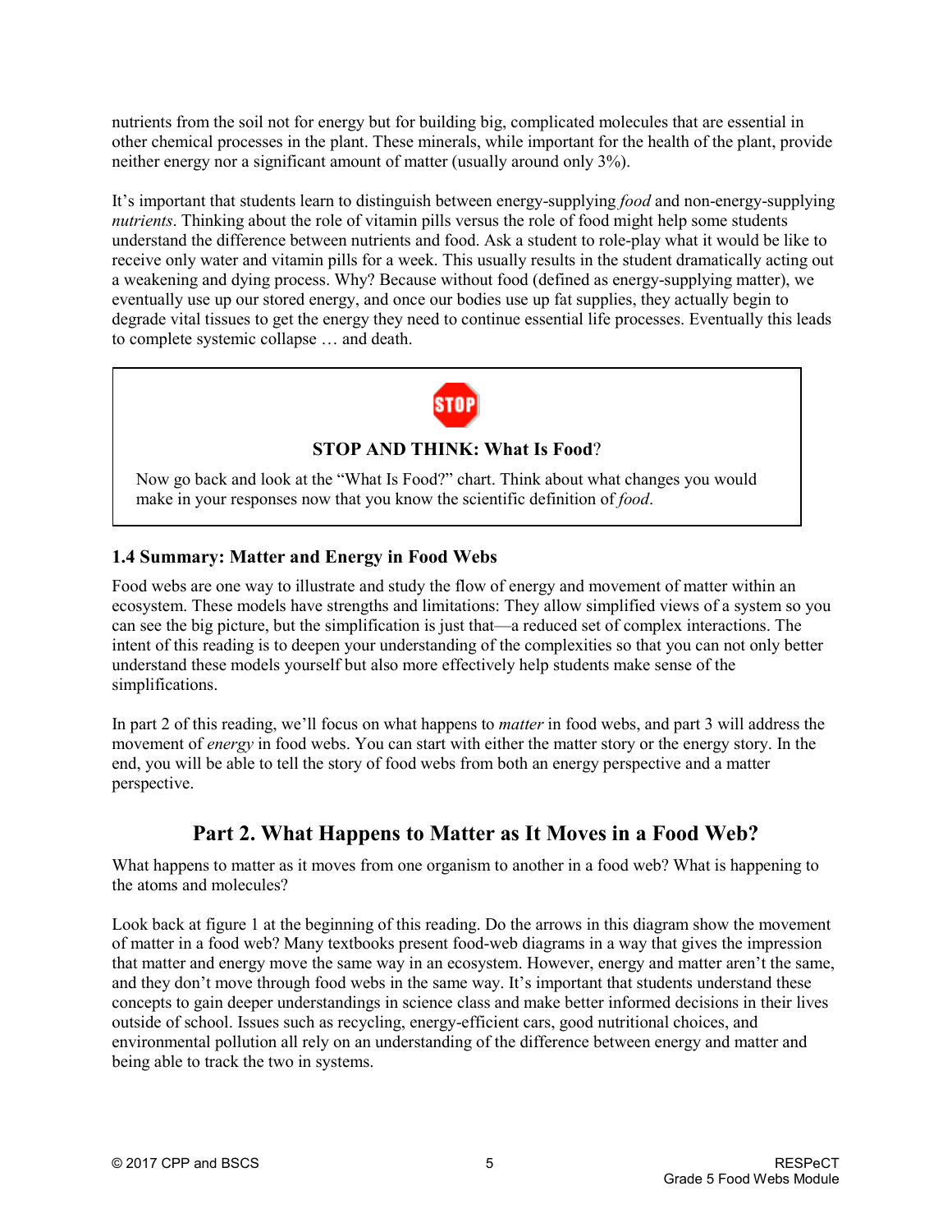nutrients from the soil not for energy but for building big, complicated molecules that are essential in other chemical processes in the plant. These minerals, while important for the health of the plant, provide neither energy nor a significant amount of matter (usually around only 3%).

It's important that students learn to distinguish between energy-supplying *food* and non-energy-supplying *nutrients*. Thinking about the role of vitamin pills versus the role of food might help some students understand the difference between nutrients and food. Ask a student to role-play what it would be like to receive only water and vitamin pills for a week. This usually results in the student dramatically acting out a weakening and dying process. Why? Because without food (defined as energy-supplying matter), we eventually use up our stored energy, and once our bodies use up fat supplies, they actually begin to degrade vital tissues to get the energy they need to continue essential life processes. Eventually this leads to complete systemic collapse … and death.

> **STOP AND THINK: What Is Food?**
>
> Now go back and look at the "What Is Food?" chart. Think about what changes you would make in your responses now that you know the scientific definition of *food*.

### 1.4 Summary: Matter and Energy in Food Webs

Food webs are one way to illustrate and study the flow of energy and movement of matter within an ecosystem. These models have strengths and limitations: They allow simplified views of a system so you can see the big picture, but the simplification is just that—a reduced set of complex interactions. The intent of this reading is to deepen your understanding of the complexities so that you can not only better understand these models yourself but also more effectively help students make sense of the simplifications.

In part 2 of this reading, we'll focus on what happens to *matter* in food webs, and part 3 will address the movement of *energy* in food webs. You can start with either the matter story or the energy story. In the end, you will be able to tell the story of food webs from both an energy perspective and a matter perspective.

## Part 2. What Happens to Matter as It Moves in a Food Web?

What happens to matter as it moves from one organism to another in a food web? What is happening to the atoms and molecules?

Look back at figure 1 at the beginning of this reading. Do the arrows in this diagram show the movement of matter in a food web? Many textbooks present food-web diagrams in a way that gives the impression that matter and energy move the same way in an ecosystem. However, energy and matter aren't the same, and they don't move through food webs in the same way. It's important that students understand these concepts to gain deeper understandings in science class and make better informed decisions in their lives outside of school. Issues such as recycling, energy-efficient cars, good nutritional choices, and environmental pollution all rely on an understanding of the difference between energy and matter and being able to track the two in systems.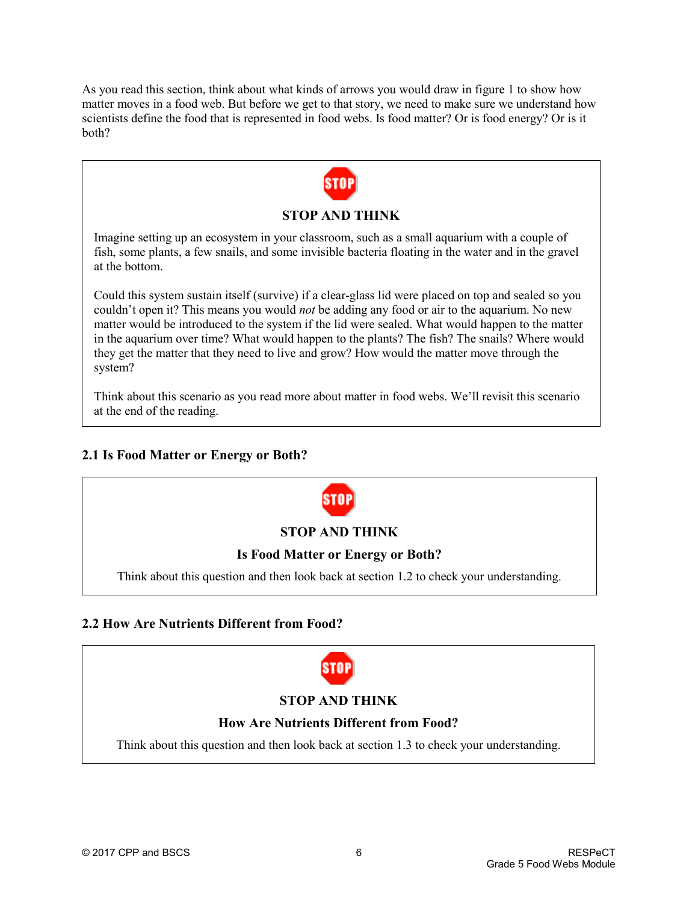As you read this section, think about what kinds of arrows you would draw in figure 1 to show how matter moves in a food web. But before we get to that story, we need to make sure we understand how scientists define the food that is represented in food webs. Is food matter? Or is food energy? Or is it both?

> **STOP AND THINK**
>
> Imagine setting up an ecosystem in your classroom, such as a small aquarium with a couple of fish, some plants, a few snails, and some invisible bacteria floating in the water and in the gravel at the bottom.
>
> Could this system sustain itself (survive) if a clear-glass lid were placed on top and sealed so you couldn't open it? This means you would *not* be adding any food or air to the aquarium. No new matter would be introduced to the system if the lid were sealed. What would happen to the matter in the aquarium over time? What would happen to the plants? The fish? The snails? Where would they get the matter that they need to live and grow? How would the matter move through the system?
>
> Think about this scenario as you read more about matter in food webs. We'll revisit this scenario at the end of the reading.

## 2.1 Is Food Matter or Energy or Both?

> **STOP AND THINK**
>
> **Is Food Matter or Energy or Both?**
>
> Think about this question and then look back at section 1.2 to check your understanding.

## 2.2 How Are Nutrients Different from Food?

> **STOP AND THINK**
>
> **How Are Nutrients Different from Food?**
>
> Think about this question and then look back at section 1.3 to check your understanding.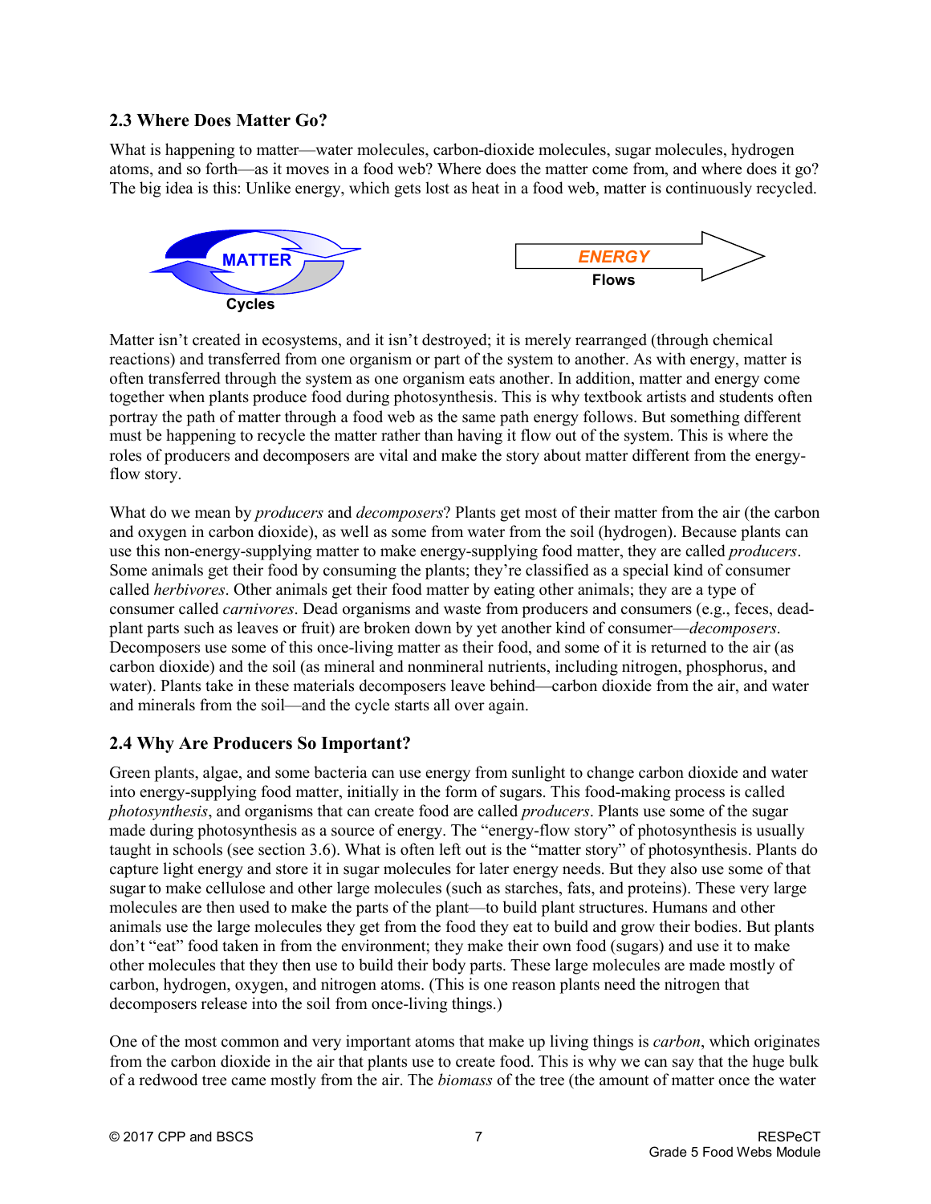## 2.3 Where Does Matter Go?

What is happening to matter—water molecules, carbon-dioxide molecules, sugar molecules, hydrogen atoms, and so forth—as it moves in a food web? Where does the matter come from, and where does it go? The big idea is this: Unlike energy, which gets lost as heat in a food web, matter is continuously recycled.

**MATTER** **Cycles**

***ENERGY*** **Flows**

Matter isn't created in ecosystems, and it isn't destroyed; it is merely rearranged (through chemical reactions) and transferred from one organism or part of the system to another. As with energy, matter is often transferred through the system as one organism eats another. In addition, matter and energy come together when plants produce food during photosynthesis. This is why textbook artists and students often portray the path of matter through a food web as the same path energy follows. But something different must be happening to recycle the matter rather than having it flow out of the system. This is where the roles of producers and decomposers are vital and make the story about matter different from the energy-flow story.

What do we mean by *producers* and *decomposers*? Plants get most of their matter from the air (the carbon and oxygen in carbon dioxide), as well as some from water from the soil (hydrogen). Because plants can use this non-energy-supplying matter to make energy-supplying food matter, they are called *producers*. Some animals get their food by consuming the plants; they're classified as a special kind of consumer called *herbivores*. Other animals get their food matter by eating other animals; they are a type of consumer called *carnivores*. Dead organisms and waste from producers and consumers (e.g., feces, dead-plant parts such as leaves or fruit) are broken down by yet another kind of consumer—*decomposers*. Decomposers use some of this once-living matter as their food, and some of it is returned to the air (as carbon dioxide) and the soil (as mineral and nonmineral nutrients, including nitrogen, phosphorus, and water). Plants take in these materials decomposers leave behind—carbon dioxide from the air, and water and minerals from the soil—and the cycle starts all over again.

## 2.4 Why Are Producers So Important?

Green plants, algae, and some bacteria can use energy from sunlight to change carbon dioxide and water into energy-supplying food matter, initially in the form of sugars. This food-making process is called *photosynthesis*, and organisms that can create food are called *producers*. Plants use some of the sugar made during photosynthesis as a source of energy. The "energy-flow story" of photosynthesis is usually taught in schools (see section 3.6). What is often left out is the "matter story" of photosynthesis. Plants do capture light energy and store it in sugar molecules for later energy needs. But they also use some of that sugar to make cellulose and other large molecules (such as starches, fats, and proteins). These very large molecules are then used to make the parts of the plant—to build plant structures. Humans and other animals use the large molecules they get from the food they eat to build and grow their bodies. But plants don't "eat" food taken in from the environment; they make their own food (sugars) and use it to make other molecules that they then use to build their body parts. These large molecules are made mostly of carbon, hydrogen, oxygen, and nitrogen atoms. (This is one reason plants need the nitrogen that decomposers release into the soil from once-living things.)

One of the most common and very important atoms that make up living things is *carbon*, which originates from the carbon dioxide in the air that plants use to create food. This is why we can say that the huge bulk of a redwood tree came mostly from the air. The *biomass* of the tree (the amount of matter once the water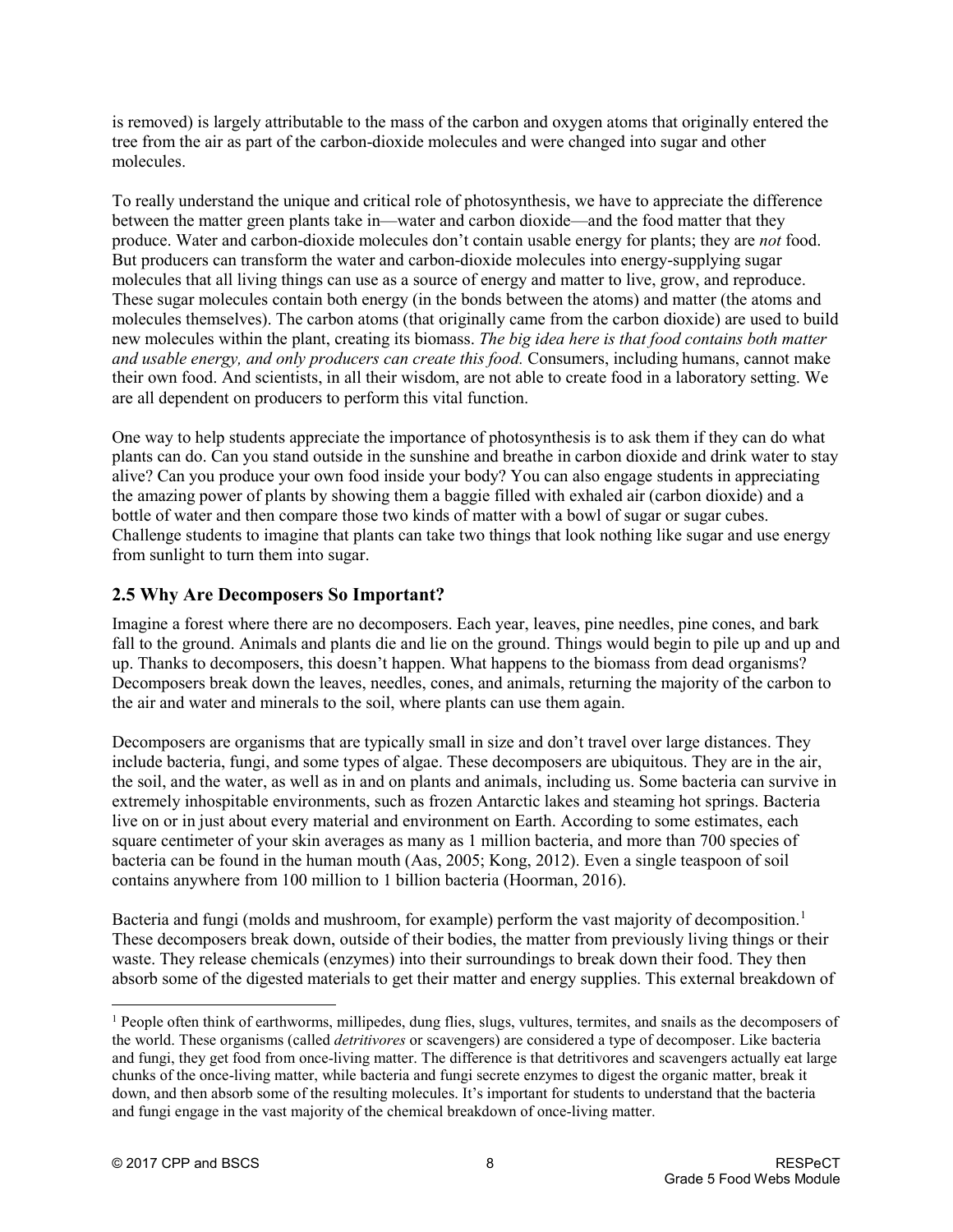is removed) is largely attributable to the mass of the carbon and oxygen atoms that originally entered the tree from the air as part of the carbon-dioxide molecules and were changed into sugar and other molecules.

To really understand the unique and critical role of photosynthesis, we have to appreciate the difference between the matter green plants take in—water and carbon dioxide—and the food matter that they produce. Water and carbon-dioxide molecules don't contain usable energy for plants; they are *not* food. But producers can transform the water and carbon-dioxide molecules into energy-supplying sugar molecules that all living things can use as a source of energy and matter to live, grow, and reproduce. These sugar molecules contain both energy (in the bonds between the atoms) and matter (the atoms and molecules themselves). The carbon atoms (that originally came from the carbon dioxide) are used to build new molecules within the plant, creating its biomass. *The big idea here is that food contains both matter and usable energy, and only producers can create this food.* Consumers, including humans, cannot make their own food. And scientists, in all their wisdom, are not able to create food in a laboratory setting. We are all dependent on producers to perform this vital function.

One way to help students appreciate the importance of photosynthesis is to ask them if they can do what plants can do. Can you stand outside in the sunshine and breathe in carbon dioxide and drink water to stay alive? Can you produce your own food inside your body? You can also engage students in appreciating the amazing power of plants by showing them a baggie filled with exhaled air (carbon dioxide) and a bottle of water and then compare those two kinds of matter with a bowl of sugar or sugar cubes. Challenge students to imagine that plants can take two things that look nothing like sugar and use energy from sunlight to turn them into sugar.

## 2.5 Why Are Decomposers So Important?

Imagine a forest where there are no decomposers. Each year, leaves, pine needles, pine cones, and bark fall to the ground. Animals and plants die and lie on the ground. Things would begin to pile up and up and up. Thanks to decomposers, this doesn't happen. What happens to the biomass from dead organisms? Decomposers break down the leaves, needles, cones, and animals, returning the majority of the carbon to the air and water and minerals to the soil, where plants can use them again.

Decomposers are organisms that are typically small in size and don't travel over large distances. They include bacteria, fungi, and some types of algae. These decomposers are ubiquitous. They are in the air, the soil, and the water, as well as in and on plants and animals, including us. Some bacteria can survive in extremely inhospitable environments, such as frozen Antarctic lakes and steaming hot springs. Bacteria live on or in just about every material and environment on Earth. According to some estimates, each square centimeter of your skin averages as many as 1 million bacteria, and more than 700 species of bacteria can be found in the human mouth (Aas, 2005; Kong, 2012). Even a single teaspoon of soil contains anywhere from 100 million to 1 billion bacteria (Hoorman, 2016).

Bacteria and fungi (molds and mushroom, for example) perform the vast majority of decomposition.[1] These decomposers break down, outside of their bodies, the matter from previously living things or their waste. They release chemicals (enzymes) into their surroundings to break down their food. They then absorb some of the digested materials to get their matter and energy supplies. This external breakdown of

---

[1] People often think of earthworms, millipedes, dung flies, slugs, vultures, termites, and snails as the decomposers of the world. These organisms (called *detritivores* or scavengers) are considered a type of decomposer. Like bacteria and fungi, they get food from once-living matter. The difference is that detritivores and scavengers actually eat large chunks of the once-living matter, while bacteria and fungi secrete enzymes to digest the organic matter, break it down, and then absorb some of the resulting molecules. It's important for students to understand that the bacteria and fungi engage in the vast majority of the chemical breakdown of once-living matter.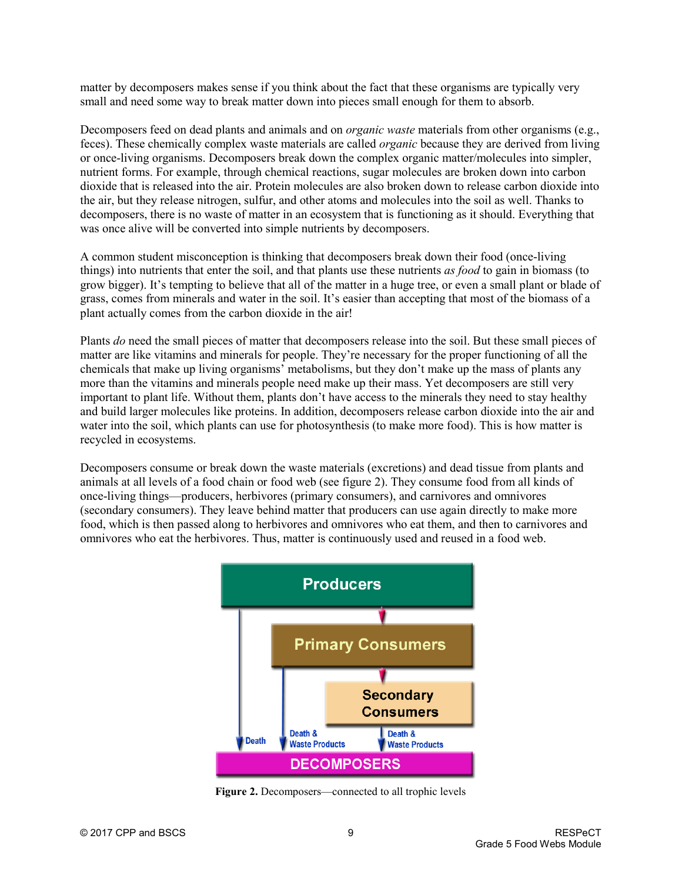matter by decomposers makes sense if you think about the fact that these organisms are typically very small and need some way to break matter down into pieces small enough for them to absorb.

Decomposers feed on dead plants and animals and on *organic waste* materials from other organisms (e.g., feces). These chemically complex waste materials are called *organic* because they are derived from living or once-living organisms. Decomposers break down the complex organic matter/molecules into simpler, nutrient forms. For example, through chemical reactions, sugar molecules are broken down into carbon dioxide that is released into the air. Protein molecules are also broken down to release carbon dioxide into the air, but they release nitrogen, sulfur, and other atoms and molecules into the soil as well. Thanks to decomposers, there is no waste of matter in an ecosystem that is functioning as it should. Everything that was once alive will be converted into simple nutrients by decomposers.

A common student misconception is thinking that decomposers break down their food (once-living things) into nutrients that enter the soil, and that plants use these nutrients *as food* to gain in biomass (to grow bigger). It's tempting to believe that all of the matter in a huge tree, or even a small plant or blade of grass, comes from minerals and water in the soil. It's easier than accepting that most of the biomass of a plant actually comes from the carbon dioxide in the air!

Plants *do* need the small pieces of matter that decomposers release into the soil. But these small pieces of matter are like vitamins and minerals for people. They're necessary for the proper functioning of all the chemicals that make up living organisms' metabolisms, but they don't make up the mass of plants any more than the vitamins and minerals people need make up their mass. Yet decomposers are still very important to plant life. Without them, plants don't have access to the minerals they need to stay healthy and build larger molecules like proteins. In addition, decomposers release carbon dioxide into the air and water into the soil, which plants can use for photosynthesis (to make more food). This is how matter is recycled in ecosystems.

Decomposers consume or break down the waste materials (excretions) and dead tissue from plants and animals at all levels of a food chain or food web (see figure 2). They consume food from all kinds of once-living things—producers, herbivores (primary consumers), and carnivores and omnivores (secondary consumers). They leave behind matter that producers can use again directly to make more food, which is then passed along to herbivores and omnivores who eat them, and then to carnivores and omnivores who eat the herbivores. Thus, matter is continuously used and reused in a food web.

**Figure 2.** Decomposers—connected to all trophic levels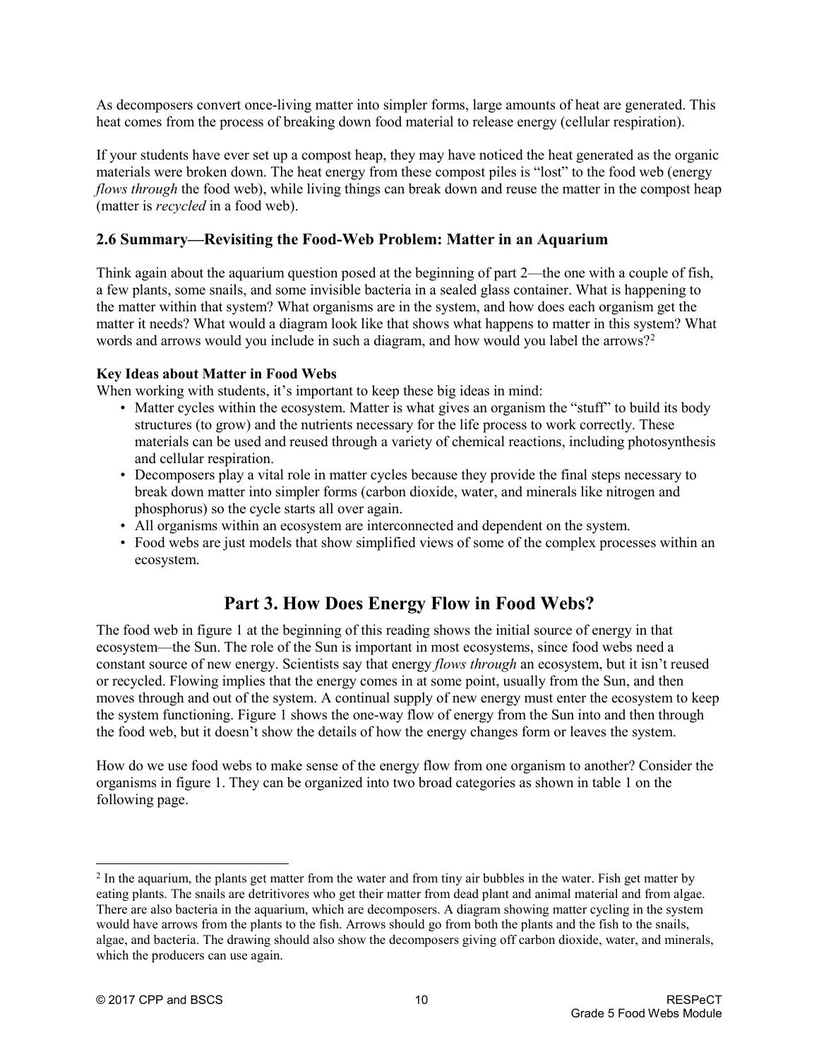As decomposers convert once-living matter into simpler forms, large amounts of heat are generated. This heat comes from the process of breaking down food material to release energy (cellular respiration).

If your students have ever set up a compost heap, they may have noticed the heat generated as the organic materials were broken down. The heat energy from these compost piles is "lost" to the food web (energy *flows through* the food web), while living things can break down and reuse the matter in the compost heap (matter is *recycled* in a food web).

### 2.6 Summary—Revisiting the Food-Web Problem: Matter in an Aquarium

Think again about the aquarium question posed at the beginning of part 2—the one with a couple of fish, a few plants, some snails, and some invisible bacteria in a sealed glass container. What is happening to the matter within that system? What organisms are in the system, and how does each organism get the matter it needs? What would a diagram look like that shows what happens to matter in this system? What words and arrows would you include in such a diagram, and how would you label the arrows?[2]

**Key Ideas about Matter in Food Webs**

When working with students, it's important to keep these big ideas in mind:

- Matter cycles within the ecosystem. Matter is what gives an organism the "stuff" to build its body structures (to grow) and the nutrients necessary for the life process to work correctly. These materials can be used and reused through a variety of chemical reactions, including photosynthesis and cellular respiration.
- Decomposers play a vital role in matter cycles because they provide the final steps necessary to break down matter into simpler forms (carbon dioxide, water, and minerals like nitrogen and phosphorus) so the cycle starts all over again.
- All organisms within an ecosystem are interconnected and dependent on the system.
- Food webs are just models that show simplified views of some of the complex processes within an ecosystem.

## Part 3. How Does Energy Flow in Food Webs?

The food web in figure 1 at the beginning of this reading shows the initial source of energy in that ecosystem—the Sun. The role of the Sun is important in most ecosystems, since food webs need a constant source of new energy. Scientists say that energy *flows through* an ecosystem, but it isn't reused or recycled. Flowing implies that the energy comes in at some point, usually from the Sun, and then moves through and out of the system. A continual supply of new energy must enter the ecosystem to keep the system functioning. Figure 1 shows the one-way flow of energy from the Sun into and then through the food web, but it doesn't show the details of how the energy changes form or leaves the system.

How do we use food webs to make sense of the energy flow from one organism to another? Consider the organisms in figure 1. They can be organized into two broad categories as shown in table 1 on the following page.

---

[2] In the aquarium, the plants get matter from the water and from tiny air bubbles in the water. Fish get matter by eating plants. The snails are detritivores who get their matter from dead plant and animal material and from algae. There are also bacteria in the aquarium, which are decomposers. A diagram showing matter cycling in the system would have arrows from the plants to the fish. Arrows should go from both the plants and the fish to the snails, algae, and bacteria. The drawing should also show the decomposers giving off carbon dioxide, water, and minerals, which the producers can use again.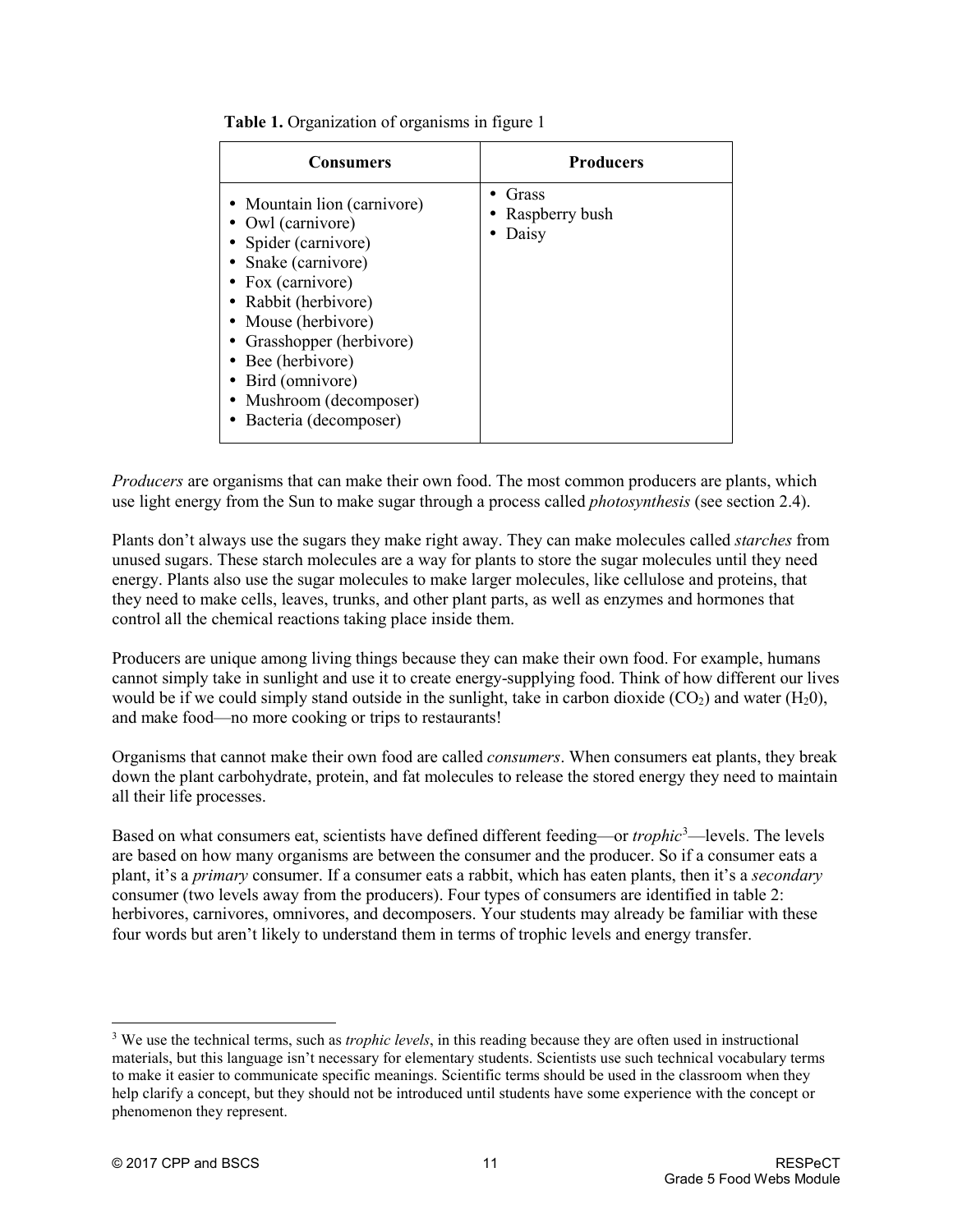**Table 1.** Organization of organisms in figure 1

| Consumers | Producers |
|---|---|
| • Mountain lion (carnivore)<br>• Owl (carnivore)<br>• Spider (carnivore)<br>• Snake (carnivore)<br>• Fox (carnivore)<br>• Rabbit (herbivore)<br>• Mouse (herbivore)<br>• Grasshopper (herbivore)<br>• Bee (herbivore)<br>• Bird (omnivore)<br>• Mushroom (decomposer)<br>• Bacteria (decomposer) | • Grass<br>• Raspberry bush<br>• Daisy |

*Producers* are organisms that can make their own food. The most common producers are plants, which use light energy from the Sun to make sugar through a process called *photosynthesis* (see section 2.4).

Plants don't always use the sugars they make right away. They can make molecules called *starches* from unused sugars. These starch molecules are a way for plants to store the sugar molecules until they need energy. Plants also use the sugar molecules to make larger molecules, like cellulose and proteins, that they need to make cells, leaves, trunks, and other plant parts, as well as enzymes and hormones that control all the chemical reactions taking place inside them.

Producers are unique among living things because they can make their own food. For example, humans cannot simply take in sunlight and use it to create energy-supplying food. Think of how different our lives would be if we could simply stand outside in the sunlight, take in carbon dioxide ($CO_2$) and water ($H_20$), and make food—no more cooking or trips to restaurants!

Organisms that cannot make their own food are called *consumers*. When consumers eat plants, they break down the plant carbohydrate, protein, and fat molecules to release the stored energy they need to maintain all their life processes.

Based on what consumers eat, scientists have defined different feeding—or *trophic*[3]—levels. The levels are based on how many organisms are between the consumer and the producer. So if a consumer eats a plant, it's a *primary* consumer. If a consumer eats a rabbit, which has eaten plants, then it's a *secondary* consumer (two levels away from the producers). Four types of consumers are identified in table 2: herbivores, carnivores, omnivores, and decomposers. Your students may already be familiar with these four words but aren't likely to understand them in terms of trophic levels and energy transfer.

[3] We use the technical terms, such as *trophic levels*, in this reading because they are often used in instructional materials, but this language isn't necessary for elementary students. Scientists use such technical vocabulary terms to make it easier to communicate specific meanings. Scientific terms should be used in the classroom when they help clarify a concept, but they should not be introduced until students have some experience with the concept or phenomenon they represent.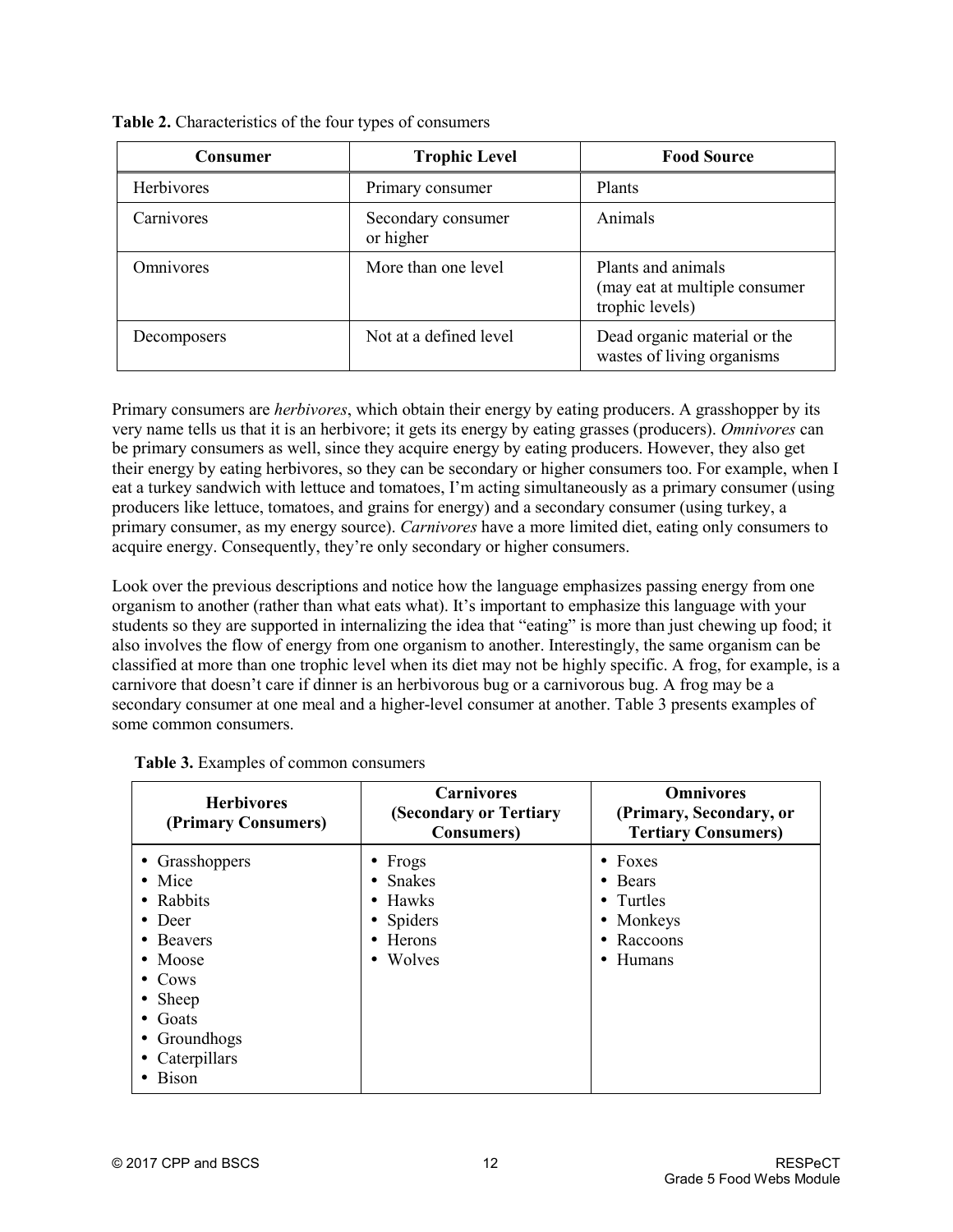**Table 2.** Characteristics of the four types of consumers

| Consumer | Trophic Level | Food Source |
|---|---|---|
| Herbivores | Primary consumer | Plants |
| Carnivores | Secondary consumer or higher | Animals |
| Omnivores | More than one level | Plants and animals (may eat at multiple consumer trophic levels) |
| Decomposers | Not at a defined level | Dead organic material or the wastes of living organisms |

Primary consumers are *herbivores*, which obtain their energy by eating producers. A grasshopper by its very name tells us that it is an herbivore; it gets its energy by eating grasses (producers). *Omnivores* can be primary consumers as well, since they acquire energy by eating producers. However, they also get their energy by eating herbivores, so they can be secondary or higher consumers too. For example, when I eat a turkey sandwich with lettuce and tomatoes, I'm acting simultaneously as a primary consumer (using producers like lettuce, tomatoes, and grains for energy) and a secondary consumer (using turkey, a primary consumer, as my energy source). *Carnivores* have a more limited diet, eating only consumers to acquire energy. Consequently, they're only secondary or higher consumers.

Look over the previous descriptions and notice how the language emphasizes passing energy from one organism to another (rather than what eats what). It's important to emphasize this language with your students so they are supported in internalizing the idea that "eating" is more than just chewing up food; it also involves the flow of energy from one organism to another. Interestingly, the same organism can be classified at more than one trophic level when its diet may not be highly specific. A frog, for example, is a carnivore that doesn't care if dinner is an herbivorous bug or a carnivorous bug. A frog may be a secondary consumer at one meal and a higher-level consumer at another. Table 3 presents examples of some common consumers.

**Table 3.** Examples of common consumers

| Herbivores (Primary Consumers) | Carnivores (Secondary or Tertiary Consumers) | Omnivores (Primary, Secondary, or Tertiary Consumers) |
|---|---|---|
| • Grasshoppers<br>• Mice<br>• Rabbits<br>• Deer<br>• Beavers<br>• Moose<br>• Cows<br>• Sheep<br>• Goats<br>• Groundhogs<br>• Caterpillars<br>• Bison | • Frogs<br>• Snakes<br>• Hawks<br>• Spiders<br>• Herons<br>• Wolves | • Foxes<br>• Bears<br>• Turtles<br>• Monkeys<br>• Raccoons<br>• Humans |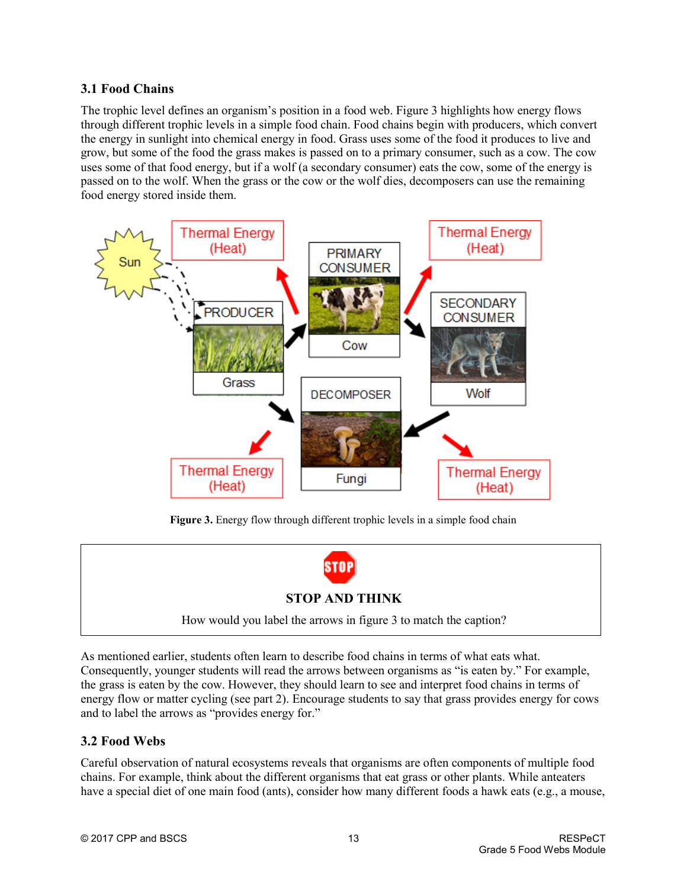### 3.1 Food Chains

The trophic level defines an organism's position in a food web. Figure 3 highlights how energy flows through different trophic levels in a simple food chain. Food chains begin with producers, which convert the energy in sunlight into chemical energy in food. Grass uses some of the food it produces to live and grow, but some of the food the grass makes is passed on to a primary consumer, such as a cow. The cow uses some of that food energy, but if a wolf (a secondary consumer) eats the cow, some of the energy is passed on to the wolf. When the grass or the cow or the wolf dies, decomposers can use the remaining food energy stored inside them.

**Figure 3.** Energy flow through different trophic levels in a simple food chain

> **STOP AND THINK**
>
> How would you label the arrows in figure 3 to match the caption?

As mentioned earlier, students often learn to describe food chains in terms of what eats what. Consequently, younger students will read the arrows between organisms as "is eaten by." For example, the grass is eaten by the cow. However, they should learn to see and interpret food chains in terms of energy flow or matter cycling (see part 2). Encourage students to say that grass provides energy for cows and to label the arrows as "provides energy for."

### 3.2 Food Webs

Careful observation of natural ecosystems reveals that organisms are often components of multiple food chains. For example, think about the different organisms that eat grass or other plants. While anteaters have a special diet of one main food (ants), consider how many different foods a hawk eats (e.g., a mouse,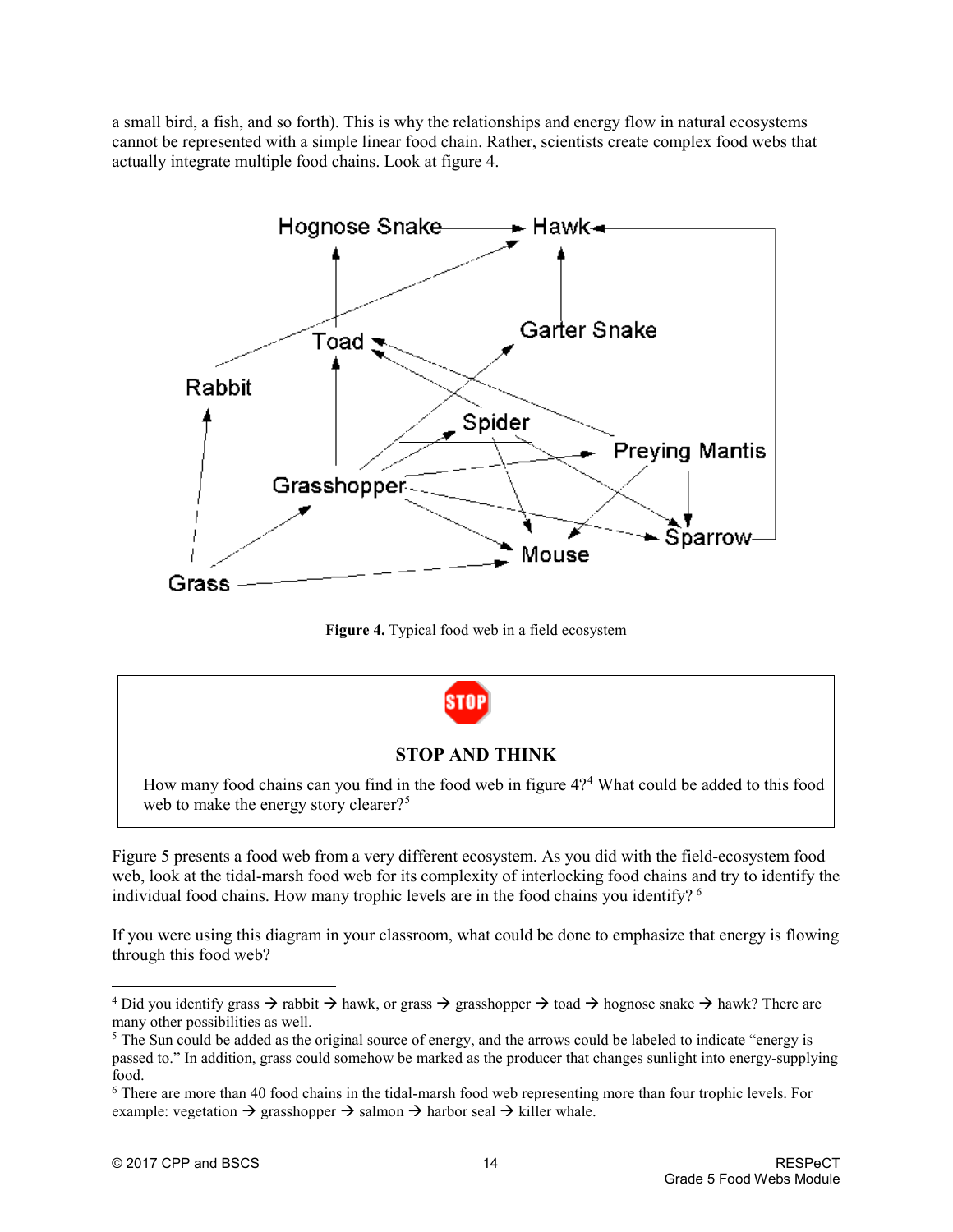a small bird, a fish, and so forth). This is why the relationships and energy flow in natural ecosystems cannot be represented with a simple linear food chain. Rather, scientists create complex food webs that actually integrate multiple food chains. Look at figure 4.

**Figure 4.** Typical food web in a field ecosystem

### STOP AND THINK

How many food chains can you find in the food web in figure 4?[4] What could be added to this food web to make the energy story clearer?[5]

Figure 5 presents a food web from a very different ecosystem. As you did with the field-ecosystem food web, look at the tidal-marsh food web for its complexity of interlocking food chains and try to identify the individual food chains. How many trophic levels are in the food chains you identify?[6]

If you were using this diagram in your classroom, what could be done to emphasize that energy is flowing through this food web?

---

[4] Did you identify grass → rabbit → hawk, or grass → grasshopper → toad → hognose snake → hawk? There are many other possibilities as well.

[5] The Sun could be added as the original source of energy, and the arrows could be labeled to indicate "energy is passed to." In addition, grass could somehow be marked as the producer that changes sunlight into energy-supplying food.

[6] There are more than 40 food chains in the tidal-marsh food web representing more than four trophic levels. For example: vegetation → grasshopper → salmon → harbor seal → killer whale.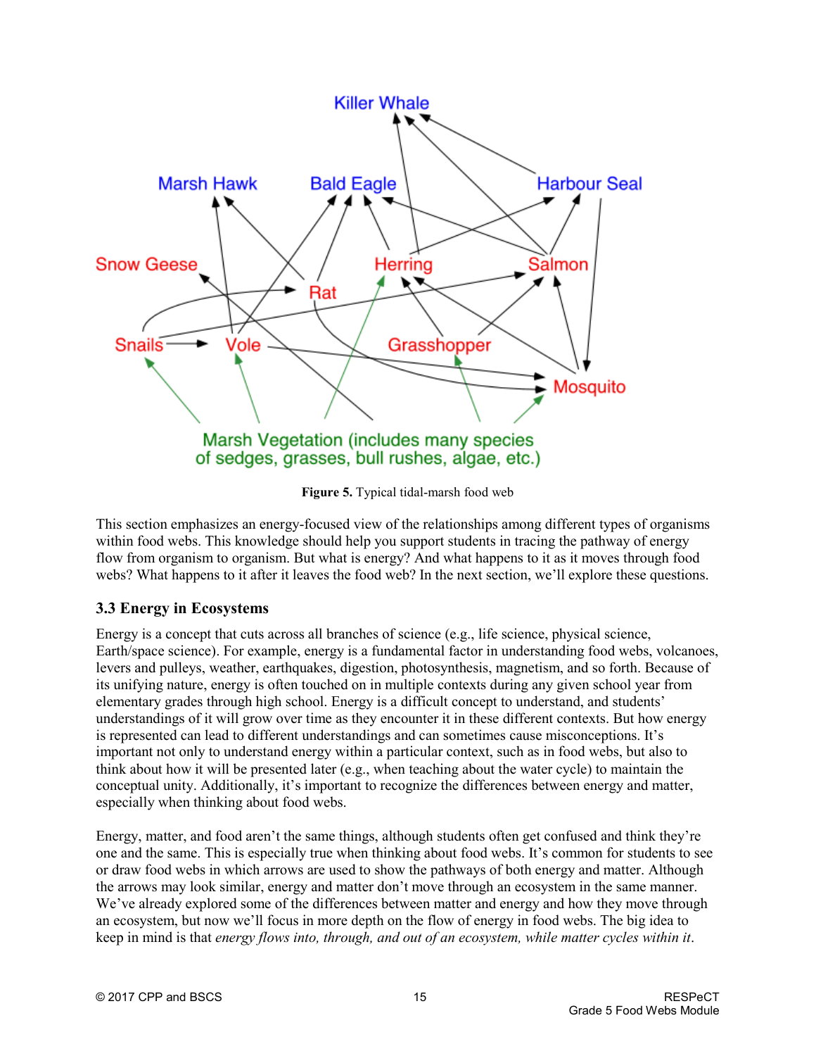**Figure 5.** Typical tidal-marsh food web

This section emphasizes an energy-focused view of the relationships among different types of organisms within food webs. This knowledge should help you support students in tracing the pathway of energy flow from organism to organism. But what is energy? And what happens to it as it moves through food webs? What happens to it after it leaves the food web? In the next section, we'll explore these questions.

### 3.3 Energy in Ecosystems

Energy is a concept that cuts across all branches of science (e.g., life science, physical science, Earth/space science). For example, energy is a fundamental factor in understanding food webs, volcanoes, levers and pulleys, weather, earthquakes, digestion, photosynthesis, magnetism, and so forth. Because of its unifying nature, energy is often touched on in multiple contexts during any given school year from elementary grades through high school. Energy is a difficult concept to understand, and students' understandings of it will grow over time as they encounter it in these different contexts. But how energy is represented can lead to different understandings and can sometimes cause misconceptions. It's important not only to understand energy within a particular context, such as in food webs, but also to think about how it will be presented later (e.g., when teaching about the water cycle) to maintain the conceptual unity. Additionally, it's important to recognize the differences between energy and matter, especially when thinking about food webs.

Energy, matter, and food aren't the same things, although students often get confused and think they're one and the same. This is especially true when thinking about food webs. It's common for students to see or draw food webs in which arrows are used to show the pathways of both energy and matter. Although the arrows may look similar, energy and matter don't move through an ecosystem in the same manner. We've already explored some of the differences between matter and energy and how they move through an ecosystem, but now we'll focus in more depth on the flow of energy in food webs. The big idea to keep in mind is that *energy flows into, through, and out of an ecosystem, while matter cycles within it*.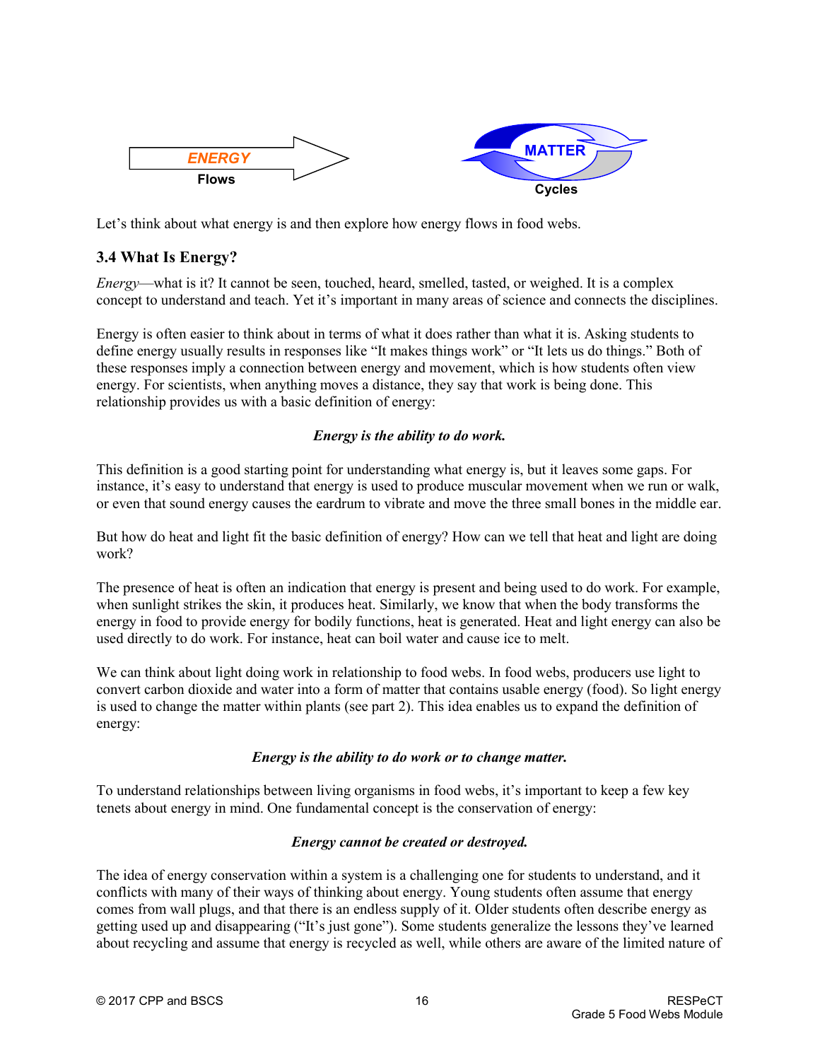ENERGY Flows

MATTER Cycles

Let's think about what energy is and then explore how energy flows in food webs.

### 3.4 What Is Energy?

*Energy*—what is it? It cannot be seen, touched, heard, smelled, tasted, or weighed. It is a complex concept to understand and teach. Yet it's important in many areas of science and connects the disciplines.

Energy is often easier to think about in terms of what it does rather than what it is. Asking students to define energy usually results in responses like "It makes things work" or "It lets us do things." Both of these responses imply a connection between energy and movement, which is how students often view energy. For scientists, when anything moves a distance, they say that work is being done. This relationship provides us with a basic definition of energy:

***Energy is the ability to do work.***

This definition is a good starting point for understanding what energy is, but it leaves some gaps. For instance, it's easy to understand that energy is used to produce muscular movement when we run or walk, or even that sound energy causes the eardrum to vibrate and move the three small bones in the middle ear.

But how do heat and light fit the basic definition of energy? How can we tell that heat and light are doing work?

The presence of heat is often an indication that energy is present and being used to do work. For example, when sunlight strikes the skin, it produces heat. Similarly, we know that when the body transforms the energy in food to provide energy for bodily functions, heat is generated. Heat and light energy can also be used directly to do work. For instance, heat can boil water and cause ice to melt.

We can think about light doing work in relationship to food webs. In food webs, producers use light to convert carbon dioxide and water into a form of matter that contains usable energy (food). So light energy is used to change the matter within plants (see part 2). This idea enables us to expand the definition of energy:

***Energy is the ability to do work or to change matter.***

To understand relationships between living organisms in food webs, it's important to keep a few key tenets about energy in mind. One fundamental concept is the conservation of energy:

***Energy cannot be created or destroyed.***

The idea of energy conservation within a system is a challenging one for students to understand, and it conflicts with many of their ways of thinking about energy. Young students often assume that energy comes from wall plugs, and that there is an endless supply of it. Older students often describe energy as getting used up and disappearing ("It's just gone"). Some students generalize the lessons they've learned about recycling and assume that energy is recycled as well, while others are aware of the limited nature of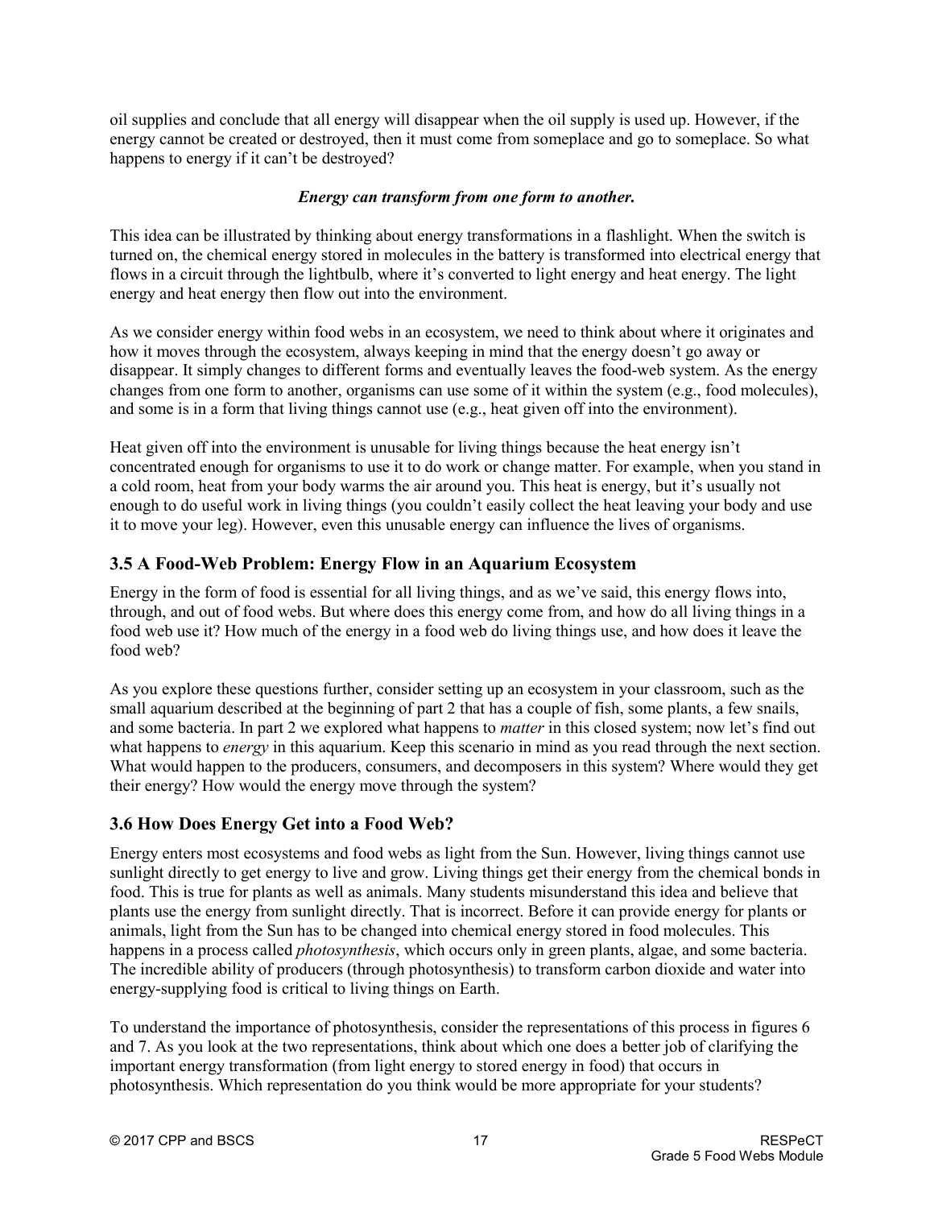oil supplies and conclude that all energy will disappear when the oil supply is used up. However, if the energy cannot be created or destroyed, then it must come from someplace and go to someplace. So what happens to energy if it can't be destroyed?

***Energy can transform from one form to another.***

This idea can be illustrated by thinking about energy transformations in a flashlight. When the switch is turned on, the chemical energy stored in molecules in the battery is transformed into electrical energy that flows in a circuit through the lightbulb, where it's converted to light energy and heat energy. The light energy and heat energy then flow out into the environment.

As we consider energy within food webs in an ecosystem, we need to think about where it originates and how it moves through the ecosystem, always keeping in mind that the energy doesn't go away or disappear. It simply changes to different forms and eventually leaves the food-web system. As the energy changes from one form to another, organisms can use some of it within the system (e.g., food molecules), and some is in a form that living things cannot use (e.g., heat given off into the environment).

Heat given off into the environment is unusable for living things because the heat energy isn't concentrated enough for organisms to use it to do work or change matter. For example, when you stand in a cold room, heat from your body warms the air around you. This heat is energy, but it's usually not enough to do useful work in living things (you couldn't easily collect the heat leaving your body and use it to move your leg). However, even this unusable energy can influence the lives of organisms.

### 3.5 A Food-Web Problem: Energy Flow in an Aquarium Ecosystem

Energy in the form of food is essential for all living things, and as we've said, this energy flows into, through, and out of food webs. But where does this energy come from, and how do all living things in a food web use it? How much of the energy in a food web do living things use, and how does it leave the food web?

As you explore these questions further, consider setting up an ecosystem in your classroom, such as the small aquarium described at the beginning of part 2 that has a couple of fish, some plants, a few snails, and some bacteria. In part 2 we explored what happens to *matter* in this closed system; now let's find out what happens to *energy* in this aquarium. Keep this scenario in mind as you read through the next section. What would happen to the producers, consumers, and decomposers in this system? Where would they get their energy? How would the energy move through the system?

### 3.6 How Does Energy Get into a Food Web?

Energy enters most ecosystems and food webs as light from the Sun. However, living things cannot use sunlight directly to get energy to live and grow. Living things get their energy from the chemical bonds in food. This is true for plants as well as animals. Many students misunderstand this idea and believe that plants use the energy from sunlight directly. That is incorrect. Before it can provide energy for plants or animals, light from the Sun has to be changed into chemical energy stored in food molecules. This happens in a process called *photosynthesis*, which occurs only in green plants, algae, and some bacteria. The incredible ability of producers (through photosynthesis) to transform carbon dioxide and water into energy-supplying food is critical to living things on Earth.

To understand the importance of photosynthesis, consider the representations of this process in figures 6 and 7. As you look at the two representations, think about which one does a better job of clarifying the important energy transformation (from light energy to stored energy in food) that occurs in photosynthesis. Which representation do you think would be more appropriate for your students?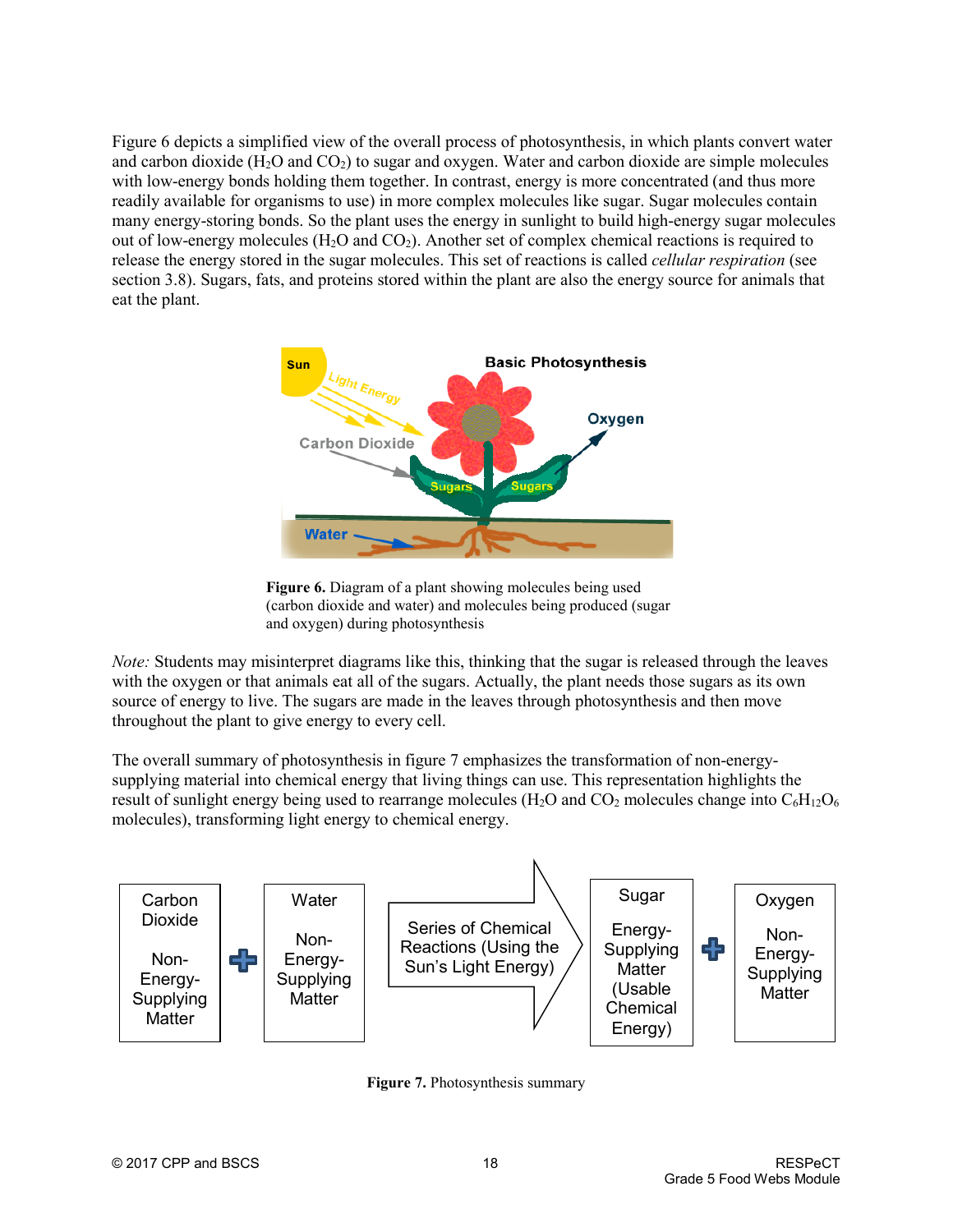Figure 6 depicts a simplified view of the overall process of photosynthesis, in which plants convert water and carbon dioxide ($H_2O$ and $CO_2$) to sugar and oxygen. Water and carbon dioxide are simple molecules with low-energy bonds holding them together. In contrast, energy is more concentrated (and thus more readily available for organisms to use) in more complex molecules like sugar. Sugar molecules contain many energy-storing bonds. So the plant uses the energy in sunlight to build high-energy sugar molecules out of low-energy molecules ($H_2O$ and $CO_2$). Another set of complex chemical reactions is required to release the energy stored in the sugar molecules. This set of reactions is called *cellular respiration* (see section 3.8). Sugars, fats, and proteins stored within the plant are also the energy source for animals that eat the plant.

**Figure 6.** Diagram of a plant showing molecules being used (carbon dioxide and water) and molecules being produced (sugar and oxygen) during photosynthesis

*Note:* Students may misinterpret diagrams like this, thinking that the sugar is released through the leaves with the oxygen or that animals eat all of the sugars. Actually, the plant needs those sugars as its own source of energy to live. The sugars are made in the leaves through photosynthesis and then move throughout the plant to give energy to every cell.

The overall summary of photosynthesis in figure 7 emphasizes the transformation of non-energy-supplying material into chemical energy that living things can use. This representation highlights the result of sunlight energy being used to rearrange molecules ($H_2O$ and $CO_2$ molecules change into $C_6H_{12}O_6$ molecules), transforming light energy to chemical energy.

**Figure 7.** Photosynthesis summary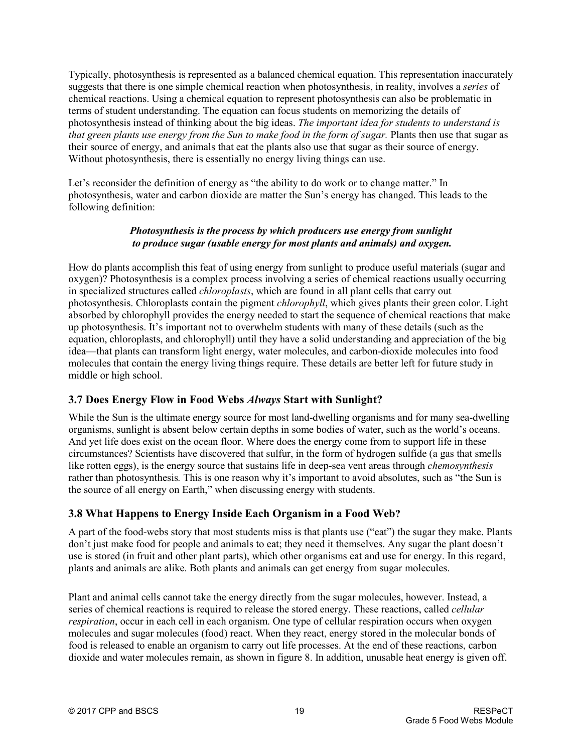Typically, photosynthesis is represented as a balanced chemical equation. This representation inaccurately suggests that there is one simple chemical reaction when photosynthesis, in reality, involves a *series* of chemical reactions. Using a chemical equation to represent photosynthesis can also be problematic in terms of student understanding. The equation can focus students on memorizing the details of photosynthesis instead of thinking about the big ideas. *The important idea for students to understand is that green plants use energy from the Sun to make food in the form of sugar.* Plants then use that sugar as their source of energy, and animals that eat the plants also use that sugar as their source of energy. Without photosynthesis, there is essentially no energy living things can use.

Let's reconsider the definition of energy as "the ability to do work or to change matter." In photosynthesis, water and carbon dioxide are matter the Sun's energy has changed. This leads to the following definition:

***Photosynthesis is the process by which producers use energy from sunlight to produce sugar (usable energy for most plants and animals) and oxygen.***

How do plants accomplish this feat of using energy from sunlight to produce useful materials (sugar and oxygen)? Photosynthesis is a complex process involving a series of chemical reactions usually occurring in specialized structures called *chloroplasts*, which are found in all plant cells that carry out photosynthesis. Chloroplasts contain the pigment *chlorophyll*, which gives plants their green color. Light absorbed by chlorophyll provides the energy needed to start the sequence of chemical reactions that make up photosynthesis. It's important not to overwhelm students with many of these details (such as the equation, chloroplasts, and chlorophyll) until they have a solid understanding and appreciation of the big idea—that plants can transform light energy, water molecules, and carbon-dioxide molecules into food molecules that contain the energy living things require. These details are better left for future study in middle or high school.

## 3.7 Does Energy Flow in Food Webs *Always* Start with Sunlight?

While the Sun is the ultimate energy source for most land-dwelling organisms and for many sea-dwelling organisms, sunlight is absent below certain depths in some bodies of water, such as the world's oceans. And yet life does exist on the ocean floor. Where does the energy come from to support life in these circumstances? Scientists have discovered that sulfur, in the form of hydrogen sulfide (a gas that smells like rotten eggs), is the energy source that sustains life in deep-sea vent areas through *chemosynthesis* rather than photosynthesis*.* This is one reason why it's important to avoid absolutes, such as "the Sun is the source of all energy on Earth," when discussing energy with students.

## 3.8 What Happens to Energy Inside Each Organism in a Food Web?

A part of the food-webs story that most students miss is that plants use ("eat") the sugar they make. Plants don't just make food for people and animals to eat; they need it themselves. Any sugar the plant doesn't use is stored (in fruit and other plant parts), which other organisms eat and use for energy. In this regard, plants and animals are alike. Both plants and animals can get energy from sugar molecules.

Plant and animal cells cannot take the energy directly from the sugar molecules, however. Instead, a series of chemical reactions is required to release the stored energy. These reactions, called *cellular respiration*, occur in each cell in each organism. One type of cellular respiration occurs when oxygen molecules and sugar molecules (food) react. When they react, energy stored in the molecular bonds of food is released to enable an organism to carry out life processes. At the end of these reactions, carbon dioxide and water molecules remain, as shown in figure 8. In addition, unusable heat energy is given off.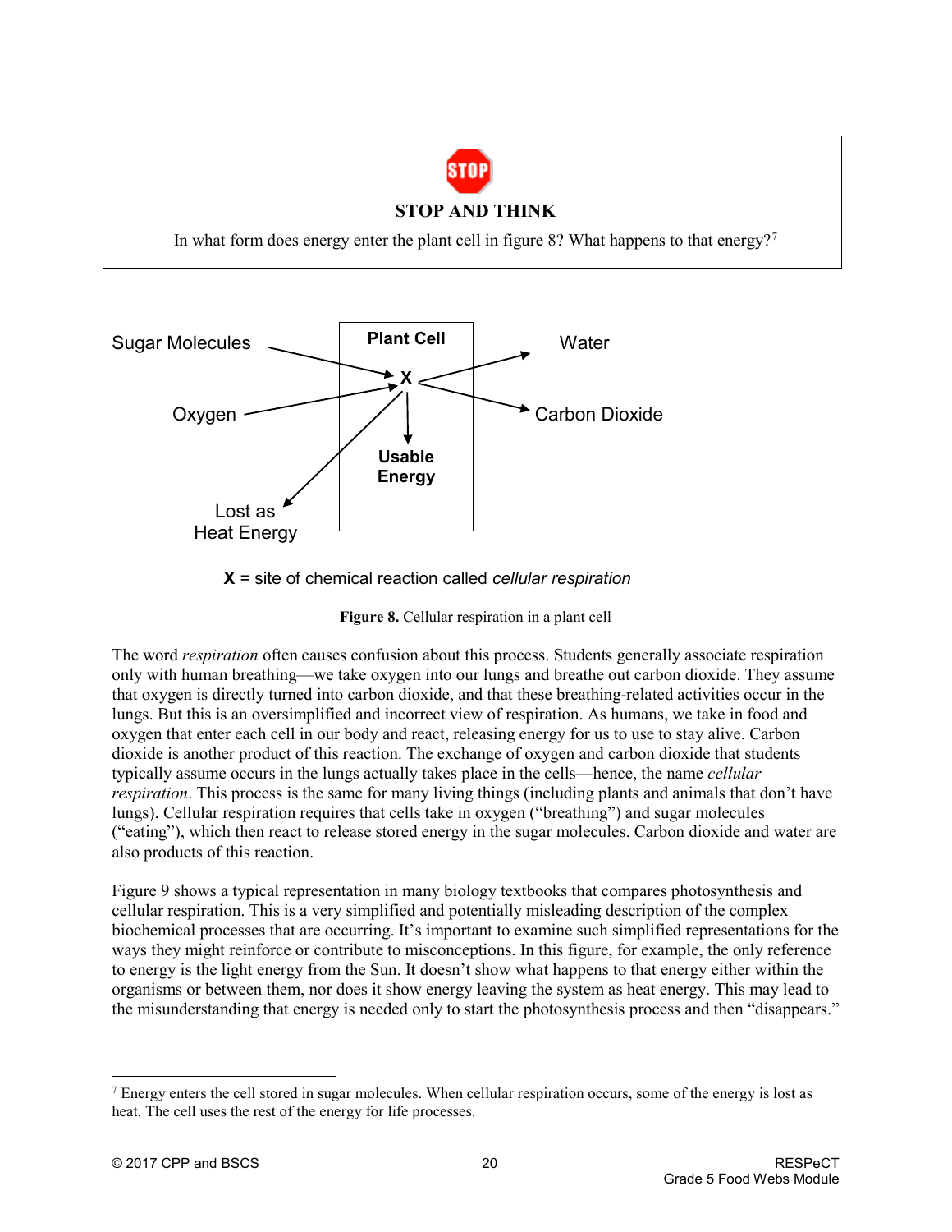**STOP AND THINK**

In what form does energy enter the plant cell in figure 8? What happens to that energy?[7]

Sugar Molecules → X; Oxygen → X; X → Water; X → Carbon Dioxide; X → Usable Energy; X → Lost as Heat Energy

Plant Cell

**X** = site of chemical reaction called *cellular respiration*

**Figure 8.** Cellular respiration in a plant cell

The word *respiration* often causes confusion about this process. Students generally associate respiration only with human breathing—we take oxygen into our lungs and breathe out carbon dioxide. They assume that oxygen is directly turned into carbon dioxide, and that these breathing-related activities occur in the lungs. But this is an oversimplified and incorrect view of respiration. As humans, we take in food and oxygen that enter each cell in our body and react, releasing energy for us to use to stay alive. Carbon dioxide is another product of this reaction. The exchange of oxygen and carbon dioxide that students typically assume occurs in the lungs actually takes place in the cells—hence, the name *cellular respiration*. This process is the same for many living things (including plants and animals that don't have lungs). Cellular respiration requires that cells take in oxygen ("breathing") and sugar molecules ("eating"), which then react to release stored energy in the sugar molecules. Carbon dioxide and water are also products of this reaction.

Figure 9 shows a typical representation in many biology textbooks that compares photosynthesis and cellular respiration. This is a very simplified and potentially misleading description of the complex biochemical processes that are occurring. It's important to examine such simplified representations for the ways they might reinforce or contribute to misconceptions. In this figure, for example, the only reference to energy is the light energy from the Sun. It doesn't show what happens to that energy either within the organisms or between them, nor does it show energy leaving the system as heat energy. This may lead to the misunderstanding that energy is needed only to start the photosynthesis process and then "disappears."

---

[7] Energy enters the cell stored in sugar molecules. When cellular respiration occurs, some of the energy is lost as heat. The cell uses the rest of the energy for life processes.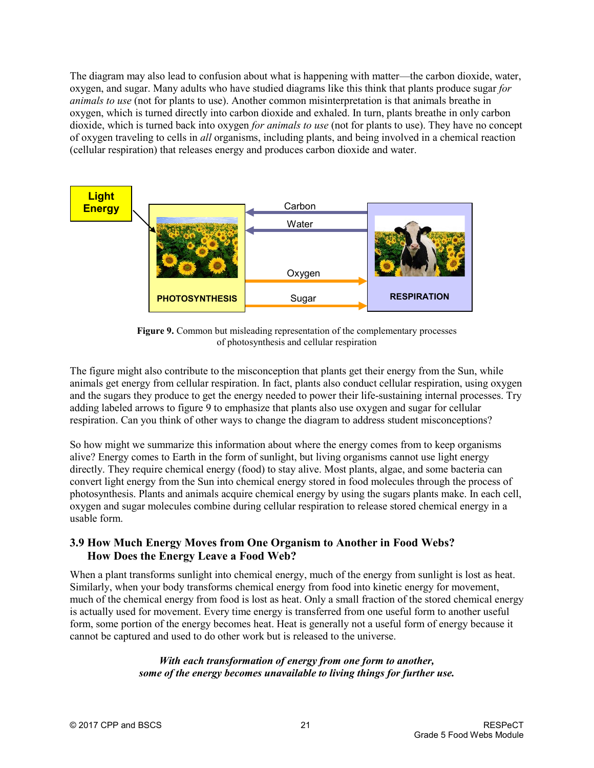The diagram may also lead to confusion about what is happening with matter—the carbon dioxide, water, oxygen, and sugar. Many adults who have studied diagrams like this think that plants produce sugar *for animals to use* (not for plants to use). Another common misinterpretation is that animals breathe in oxygen, which is turned directly into carbon dioxide and exhaled. In turn, plants breathe in only carbon dioxide, which is turned back into oxygen *for animals to use* (not for plants to use). They have no concept of oxygen traveling to cells in *all* organisms, including plants, and being involved in a chemical reaction (cellular respiration) that releases energy and produces carbon dioxide and water.

**Figure 9.** Common but misleading representation of the complementary processes of photosynthesis and cellular respiration

The figure might also contribute to the misconception that plants get their energy from the Sun, while animals get energy from cellular respiration. In fact, plants also conduct cellular respiration, using oxygen and the sugars they produce to get the energy needed to power their life-sustaining internal processes. Try adding labeled arrows to figure 9 to emphasize that plants also use oxygen and sugar for cellular respiration. Can you think of other ways to change the diagram to address student misconceptions?

So how might we summarize this information about where the energy comes from to keep organisms alive? Energy comes to Earth in the form of sunlight, but living organisms cannot use light energy directly. They require chemical energy (food) to stay alive. Most plants, algae, and some bacteria can convert light energy from the Sun into chemical energy stored in food molecules through the process of photosynthesis. Plants and animals acquire chemical energy by using the sugars plants make. In each cell, oxygen and sugar molecules combine during cellular respiration to release stored chemical energy in a usable form.

### 3.9 How Much Energy Moves from One Organism to Another in Food Webs? How Does the Energy Leave a Food Web?

When a plant transforms sunlight into chemical energy, much of the energy from sunlight is lost as heat. Similarly, when your body transforms chemical energy from food into kinetic energy for movement, much of the chemical energy from food is lost as heat. Only a small fraction of the stored chemical energy is actually used for movement. Every time energy is transferred from one useful form to another useful form, some portion of the energy becomes heat. Heat is generally not a useful form of energy because it cannot be captured and used to do other work but is released to the universe.

***With each transformation of energy from one form to another, some of the energy becomes unavailable to living things for further use.***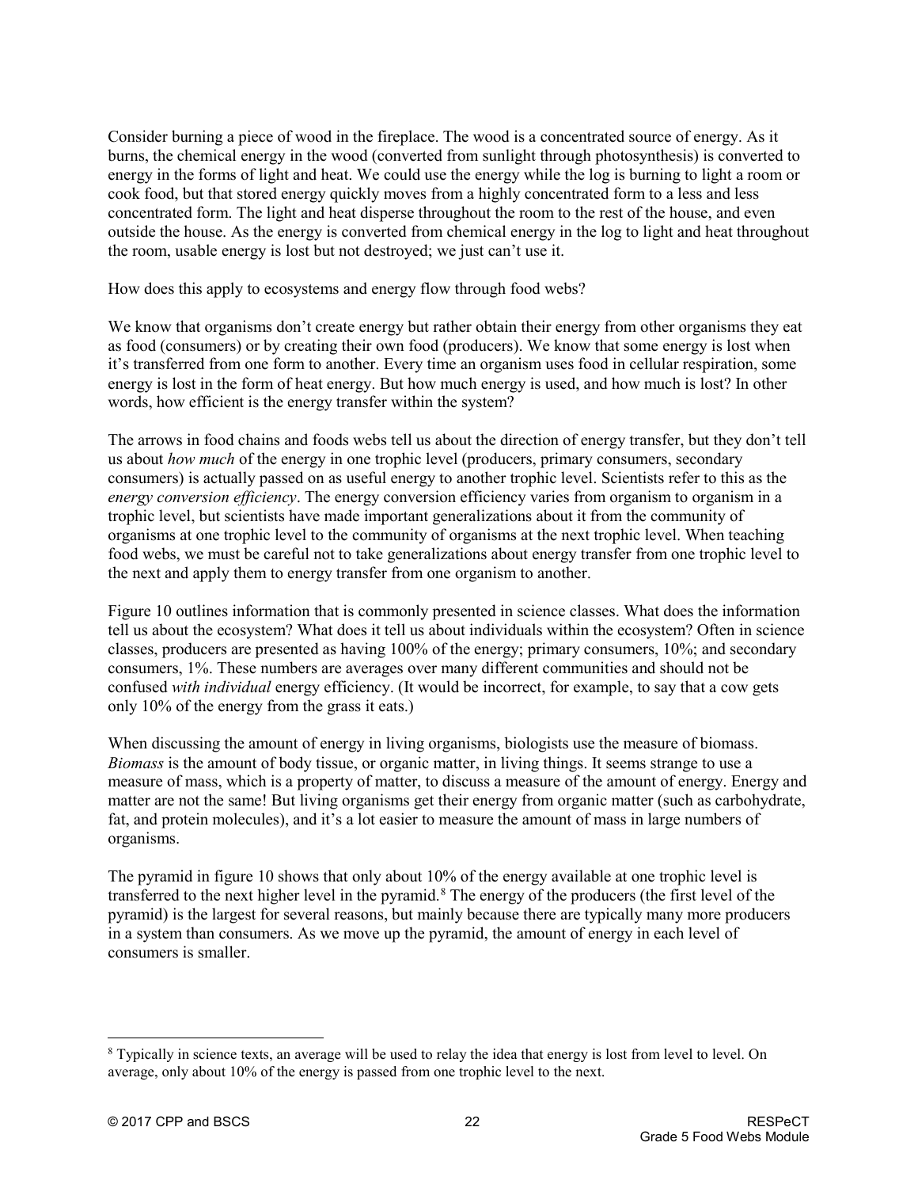Consider burning a piece of wood in the fireplace. The wood is a concentrated source of energy. As it burns, the chemical energy in the wood (converted from sunlight through photosynthesis) is converted to energy in the forms of light and heat. We could use the energy while the log is burning to light a room or cook food, but that stored energy quickly moves from a highly concentrated form to a less and less concentrated form. The light and heat disperse throughout the room to the rest of the house, and even outside the house. As the energy is converted from chemical energy in the log to light and heat throughout the room, usable energy is lost but not destroyed; we just can't use it.

How does this apply to ecosystems and energy flow through food webs?

We know that organisms don't create energy but rather obtain their energy from other organisms they eat as food (consumers) or by creating their own food (producers). We know that some energy is lost when it's transferred from one form to another. Every time an organism uses food in cellular respiration, some energy is lost in the form of heat energy. But how much energy is used, and how much is lost? In other words, how efficient is the energy transfer within the system?

The arrows in food chains and foods webs tell us about the direction of energy transfer, but they don't tell us about *how much* of the energy in one trophic level (producers, primary consumers, secondary consumers) is actually passed on as useful energy to another trophic level. Scientists refer to this as the *energy conversion efficiency*. The energy conversion efficiency varies from organism to organism in a trophic level, but scientists have made important generalizations about it from the community of organisms at one trophic level to the community of organisms at the next trophic level. When teaching food webs, we must be careful not to take generalizations about energy transfer from one trophic level to the next and apply them to energy transfer from one organism to another.

Figure 10 outlines information that is commonly presented in science classes. What does the information tell us about the ecosystem? What does it tell us about individuals within the ecosystem? Often in science classes, producers are presented as having 100% of the energy; primary consumers, 10%; and secondary consumers, 1%. These numbers are averages over many different communities and should not be confused *with individual* energy efficiency. (It would be incorrect, for example, to say that a cow gets only 10% of the energy from the grass it eats.)

When discussing the amount of energy in living organisms, biologists use the measure of biomass. *Biomass* is the amount of body tissue, or organic matter, in living things. It seems strange to use a measure of mass, which is a property of matter, to discuss a measure of the amount of energy. Energy and matter are not the same! But living organisms get their energy from organic matter (such as carbohydrate, fat, and protein molecules), and it's a lot easier to measure the amount of mass in large numbers of organisms.

The pyramid in figure 10 shows that only about 10% of the energy available at one trophic level is transferred to the next higher level in the pyramid.[8] The energy of the producers (the first level of the pyramid) is the largest for several reasons, but mainly because there are typically many more producers in a system than consumers. As we move up the pyramid, the amount of energy in each level of consumers is smaller.

---

[8] Typically in science texts, an average will be used to relay the idea that energy is lost from level to level. On average, only about 10% of the energy is passed from one trophic level to the next.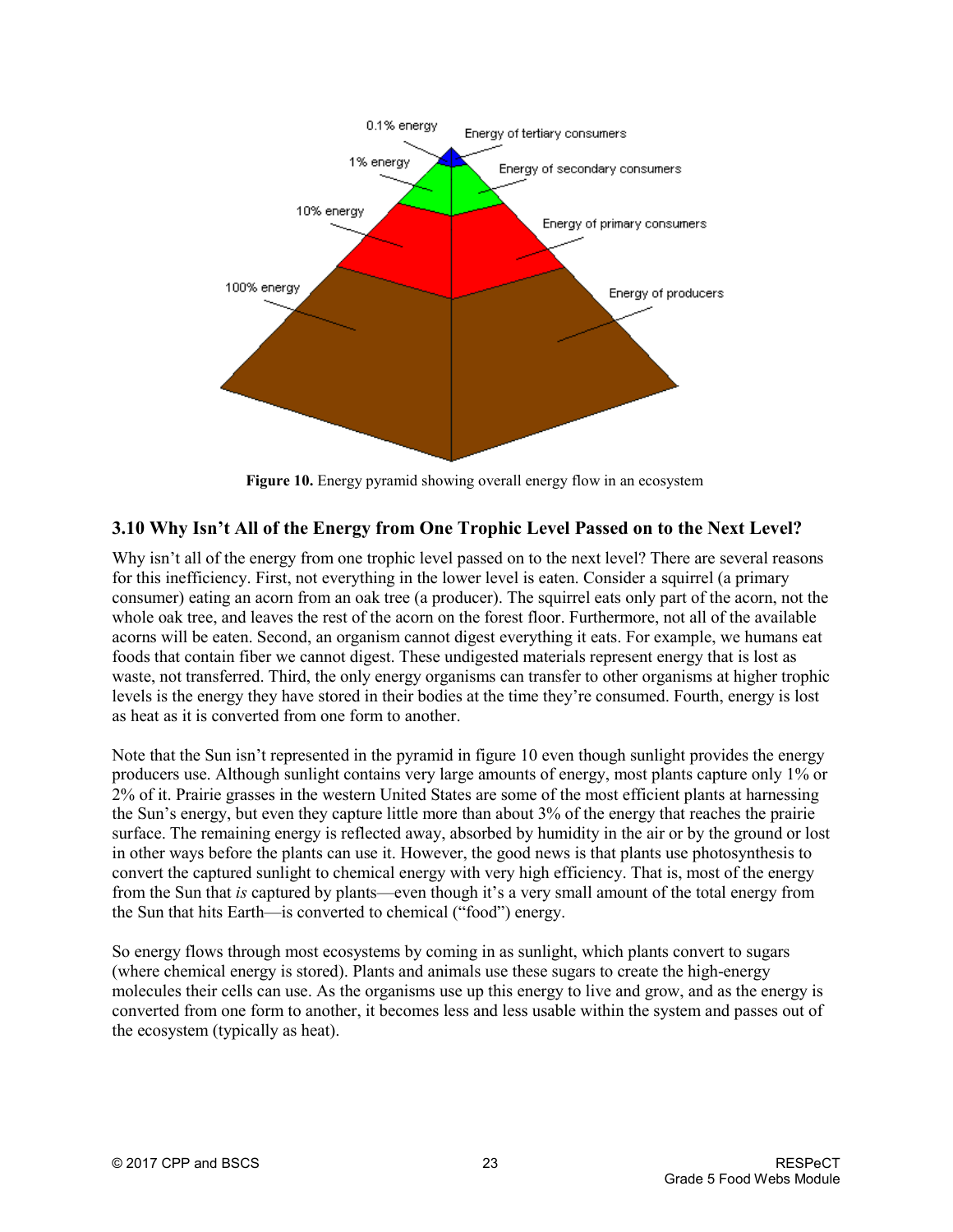Figure 10. Energy pyramid showing overall energy flow in an ecosystem

## 3.10 Why Isn't All of the Energy from One Trophic Level Passed on to the Next Level?

Why isn't all of the energy from one trophic level passed on to the next level? There are several reasons for this inefficiency. First, not everything in the lower level is eaten. Consider a squirrel (a primary consumer) eating an acorn from an oak tree (a producer). The squirrel eats only part of the acorn, not the whole oak tree, and leaves the rest of the acorn on the forest floor. Furthermore, not all of the available acorns will be eaten. Second, an organism cannot digest everything it eats. For example, we humans eat foods that contain fiber we cannot digest. These undigested materials represent energy that is lost as waste, not transferred. Third, the only energy organisms can transfer to other organisms at higher trophic levels is the energy they have stored in their bodies at the time they're consumed. Fourth, energy is lost as heat as it is converted from one form to another.

Note that the Sun isn't represented in the pyramid in figure 10 even though sunlight provides the energy producers use. Although sunlight contains very large amounts of energy, most plants capture only 1% or 2% of it. Prairie grasses in the western United States are some of the most efficient plants at harnessing the Sun's energy, but even they capture little more than about 3% of the energy that reaches the prairie surface. The remaining energy is reflected away, absorbed by humidity in the air or by the ground or lost in other ways before the plants can use it. However, the good news is that plants use photosynthesis to convert the captured sunlight to chemical energy with very high efficiency. That is, most of the energy from the Sun that *is* captured by plants—even though it's a very small amount of the total energy from the Sun that hits Earth—is converted to chemical ("food") energy.

So energy flows through most ecosystems by coming in as sunlight, which plants convert to sugars (where chemical energy is stored). Plants and animals use these sugars to create the high-energy molecules their cells can use. As the organisms use up this energy to live and grow, and as the energy is converted from one form to another, it becomes less and less usable within the system and passes out of the ecosystem (typically as heat).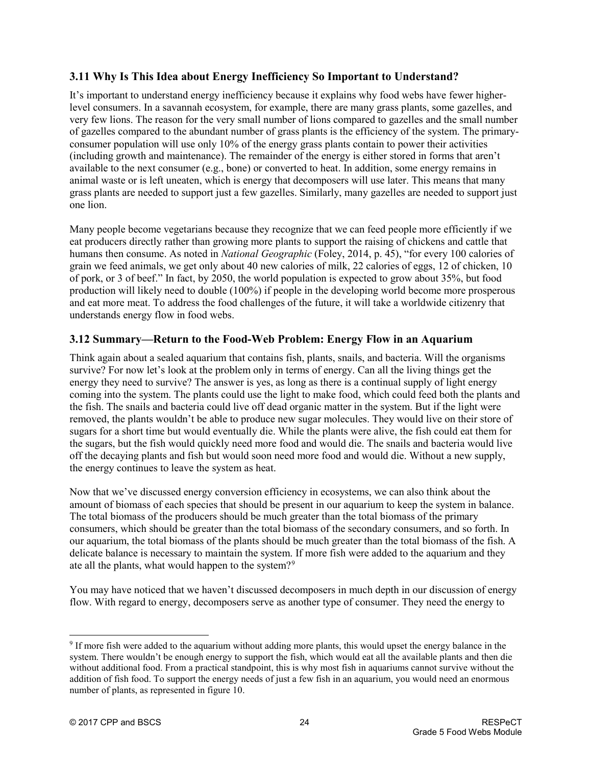### 3.11 Why Is This Idea about Energy Inefficiency So Important to Understand?

It's important to understand energy inefficiency because it explains why food webs have fewer higher-level consumers. In a savannah ecosystem, for example, there are many grass plants, some gazelles, and very few lions. The reason for the very small number of lions compared to gazelles and the small number of gazelles compared to the abundant number of grass plants is the efficiency of the system. The primary-consumer population will use only 10% of the energy grass plants contain to power their activities (including growth and maintenance). The remainder of the energy is either stored in forms that aren't available to the next consumer (e.g., bone) or converted to heat. In addition, some energy remains in animal waste or is left uneaten, which is energy that decomposers will use later. This means that many grass plants are needed to support just a few gazelles. Similarly, many gazelles are needed to support just one lion.

Many people become vegetarians because they recognize that we can feed people more efficiently if we eat producers directly rather than growing more plants to support the raising of chickens and cattle that humans then consume. As noted in *National Geographic* (Foley, 2014, p. 45), "for every 100 calories of grain we feed animals, we get only about 40 new calories of milk, 22 calories of eggs, 12 of chicken, 10 of pork, or 3 of beef." In fact, by 2050, the world population is expected to grow about 35%, but food production will likely need to double (100%) if people in the developing world become more prosperous and eat more meat. To address the food challenges of the future, it will take a worldwide citizenry that understands energy flow in food webs.

### 3.12 Summary—Return to the Food-Web Problem: Energy Flow in an Aquarium

Think again about a sealed aquarium that contains fish, plants, snails, and bacteria. Will the organisms survive? For now let's look at the problem only in terms of energy. Can all the living things get the energy they need to survive? The answer is yes, as long as there is a continual supply of light energy coming into the system. The plants could use the light to make food, which could feed both the plants and the fish. The snails and bacteria could live off dead organic matter in the system. But if the light were removed, the plants wouldn't be able to produce new sugar molecules. They would live on their store of sugars for a short time but would eventually die. While the plants were alive, the fish could eat them for the sugars, but the fish would quickly need more food and would die. The snails and bacteria would live off the decaying plants and fish but would soon need more food and would die. Without a new supply, the energy continues to leave the system as heat.

Now that we've discussed energy conversion efficiency in ecosystems, we can also think about the amount of biomass of each species that should be present in our aquarium to keep the system in balance. The total biomass of the producers should be much greater than the total biomass of the primary consumers, which should be greater than the total biomass of the secondary consumers, and so forth. In our aquarium, the total biomass of the plants should be much greater than the total biomass of the fish. A delicate balance is necessary to maintain the system. If more fish were added to the aquarium and they ate all the plants, what would happen to the system?[9]

You may have noticed that we haven't discussed decomposers in much depth in our discussion of energy flow. With regard to energy, decomposers serve as another type of consumer. They need the energy to

---

[9] If more fish were added to the aquarium without adding more plants, this would upset the energy balance in the system. There wouldn't be enough energy to support the fish, which would eat all the available plants and then die without additional food. From a practical standpoint, this is why most fish in aquariums cannot survive without the addition of fish food. To support the energy needs of just a few fish in an aquarium, you would need an enormous number of plants, as represented in figure 10.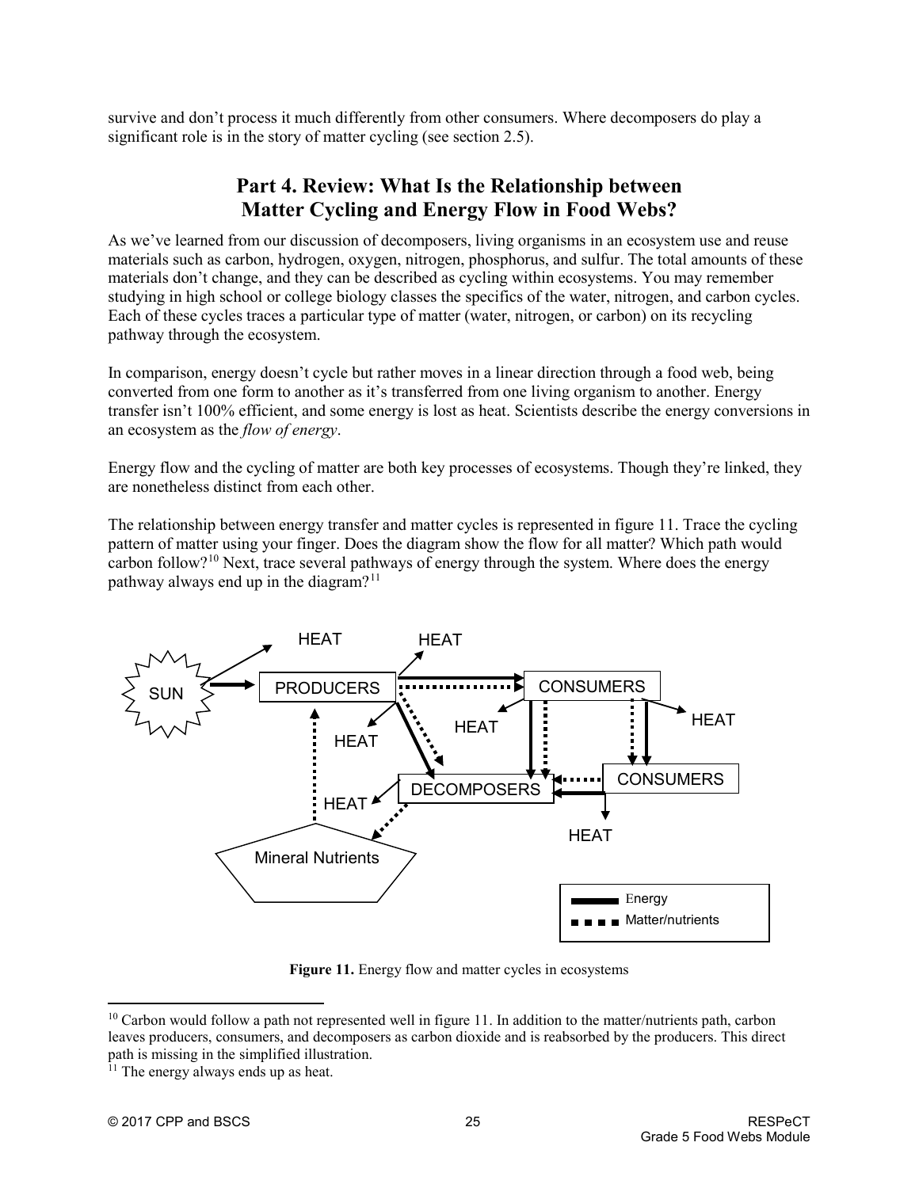survive and don't process it much differently from other consumers. Where decomposers do play a significant role is in the story of matter cycling (see section 2.5).

## Part 4. Review: What Is the Relationship between Matter Cycling and Energy Flow in Food Webs?

As we've learned from our discussion of decomposers, living organisms in an ecosystem use and reuse materials such as carbon, hydrogen, oxygen, nitrogen, phosphorus, and sulfur. The total amounts of these materials don't change, and they can be described as cycling within ecosystems. You may remember studying in high school or college biology classes the specifics of the water, nitrogen, and carbon cycles. Each of these cycles traces a particular type of matter (water, nitrogen, or carbon) on its recycling pathway through the ecosystem.

In comparison, energy doesn't cycle but rather moves in a linear direction through a food web, being converted from one form to another as it's transferred from one living organism to another. Energy transfer isn't 100% efficient, and some energy is lost as heat. Scientists describe the energy conversions in an ecosystem as the *flow of energy*.

Energy flow and the cycling of matter are both key processes of ecosystems. Though they're linked, they are nonetheless distinct from each other.

The relationship between energy transfer and matter cycles is represented in figure 11. Trace the cycling pattern of matter using your finger. Does the diagram show the flow for all matter? Which path would carbon follow?[10] Next, trace several pathways of energy through the system. Where does the energy pathway always end up in the diagram?[11]

**Figure 11.** Energy flow and matter cycles in ecosystems

[10] Carbon would follow a path not represented well in figure 11. In addition to the matter/nutrients path, carbon leaves producers, consumers, and decomposers as carbon dioxide and is reabsorbed by the producers. This direct path is missing in the simplified illustration.

[11] The energy always ends up as heat.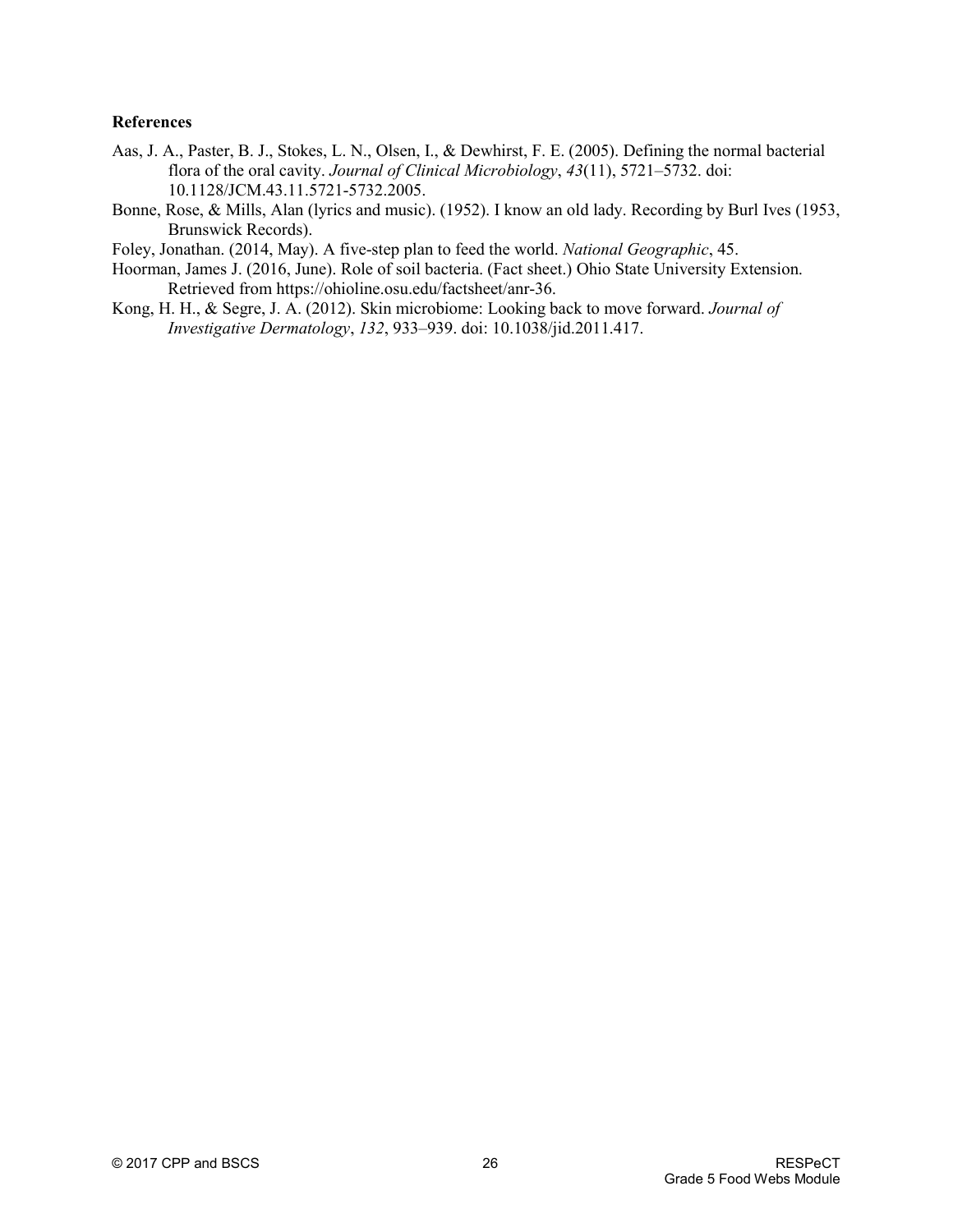**References**

Aas, J. A., Paster, B. J., Stokes, L. N., Olsen, I., & Dewhirst, F. E. (2005). Defining the normal bacterial flora of the oral cavity. *Journal of Clinical Microbiology*, *43*(11), 5721–5732. doi: 10.1128/JCM.43.11.5721-5732.2005.

Bonne, Rose, & Mills, Alan (lyrics and music). (1952). I know an old lady. Recording by Burl Ives (1953, Brunswick Records).

Foley, Jonathan. (2014, May). A five-step plan to feed the world. *National Geographic*, 45.

Hoorman, James J. (2016, June). Role of soil bacteria. (Fact sheet.) Ohio State University Extension. Retrieved from https://ohioline.osu.edu/factsheet/anr-36.

Kong, H. H., & Segre, J. A. (2012). Skin microbiome: Looking back to move forward. *Journal of Investigative Dermatology*, *132*, 933–939. doi: 10.1038/jid.2011.417.